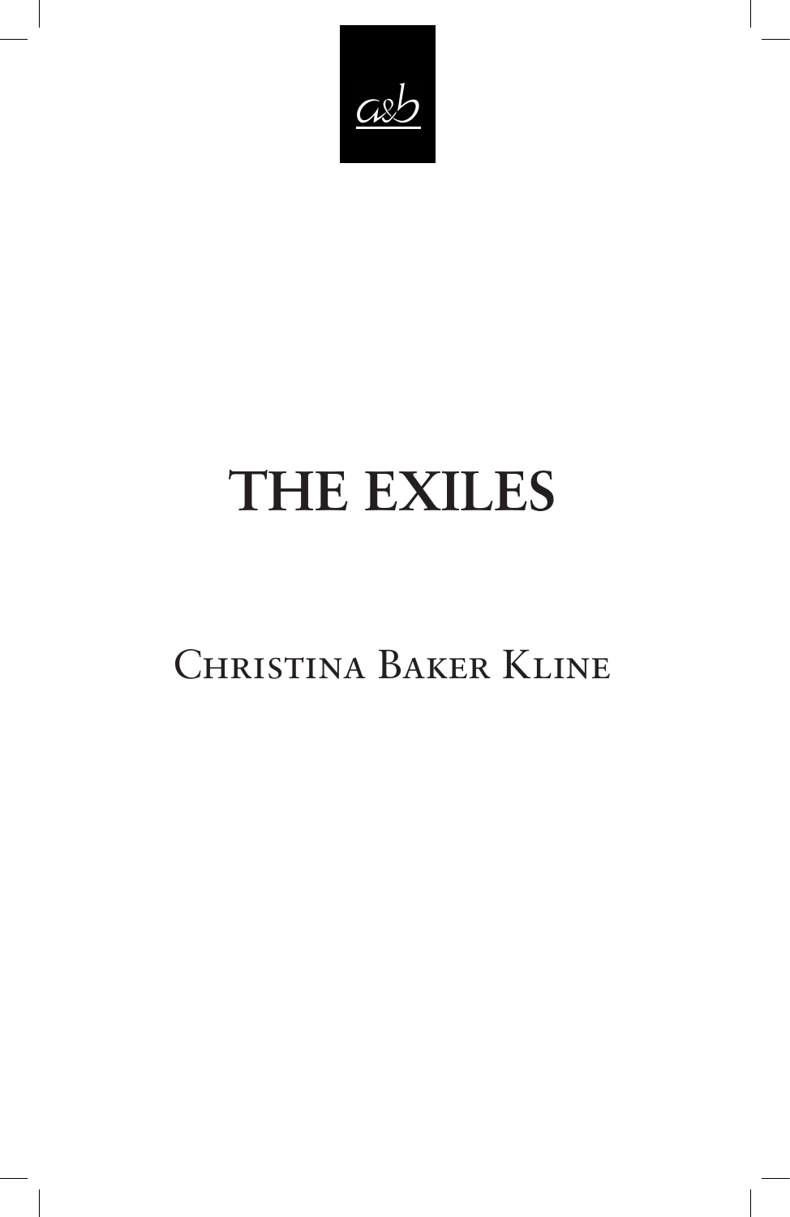a&b

# THE EXILES

## Christina Baker Kline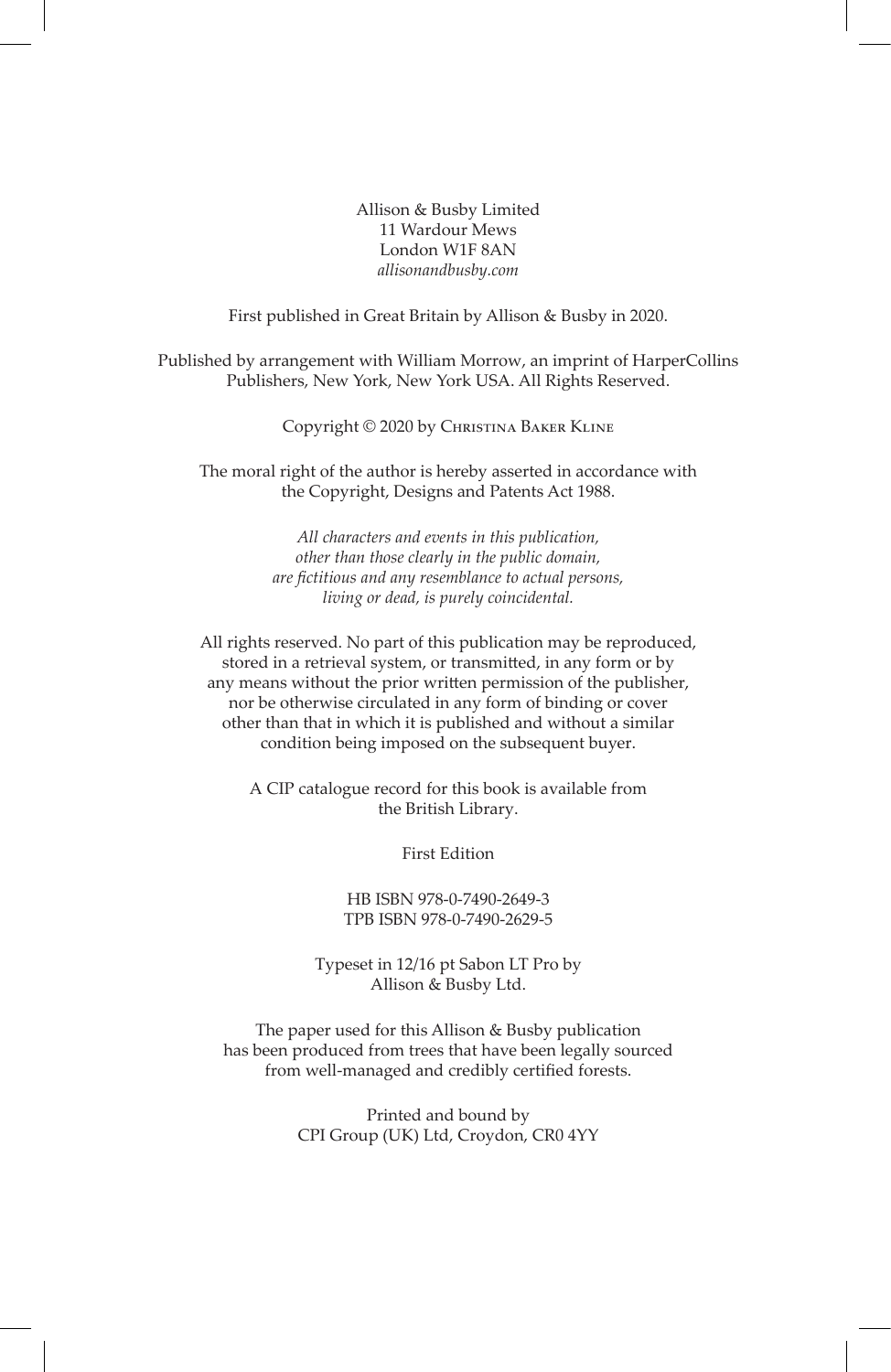Allison & Busby Limited
11 Wardour Mews
London W1F 8AN
*allisonandbusby.com*

First published in Great Britain by Allison & Busby in 2020.

Published by arrangement with William Morrow, an imprint of HarperCollins Publishers, New York, New York USA. All Rights Reserved.

Copyright © 2020 by Christina Baker Kline

The moral right of the author is hereby asserted in accordance with the Copyright, Designs and Patents Act 1988.

*All characters and events in this publication, other than those clearly in the public domain, are fictitious and any resemblance to actual persons, living or dead, is purely coincidental.*

All rights reserved. No part of this publication may be reproduced, stored in a retrieval system, or transmitted, in any form or by any means without the prior written permission of the publisher, nor be otherwise circulated in any form of binding or cover other than that in which it is published and without a similar condition being imposed on the subsequent buyer.

A CIP catalogue record for this book is available from the British Library.

First Edition

HB ISBN 978-0-7490-2649-3
TPB ISBN 978-0-7490-2629-5

Typeset in 12/16 pt Sabon LT Pro by Allison & Busby Ltd.

The paper used for this Allison & Busby publication has been produced from trees that have been legally sourced from well-managed and credibly certified forests.

Printed and bound by
CPI Group (UK) Ltd, Croydon, CR0 4YY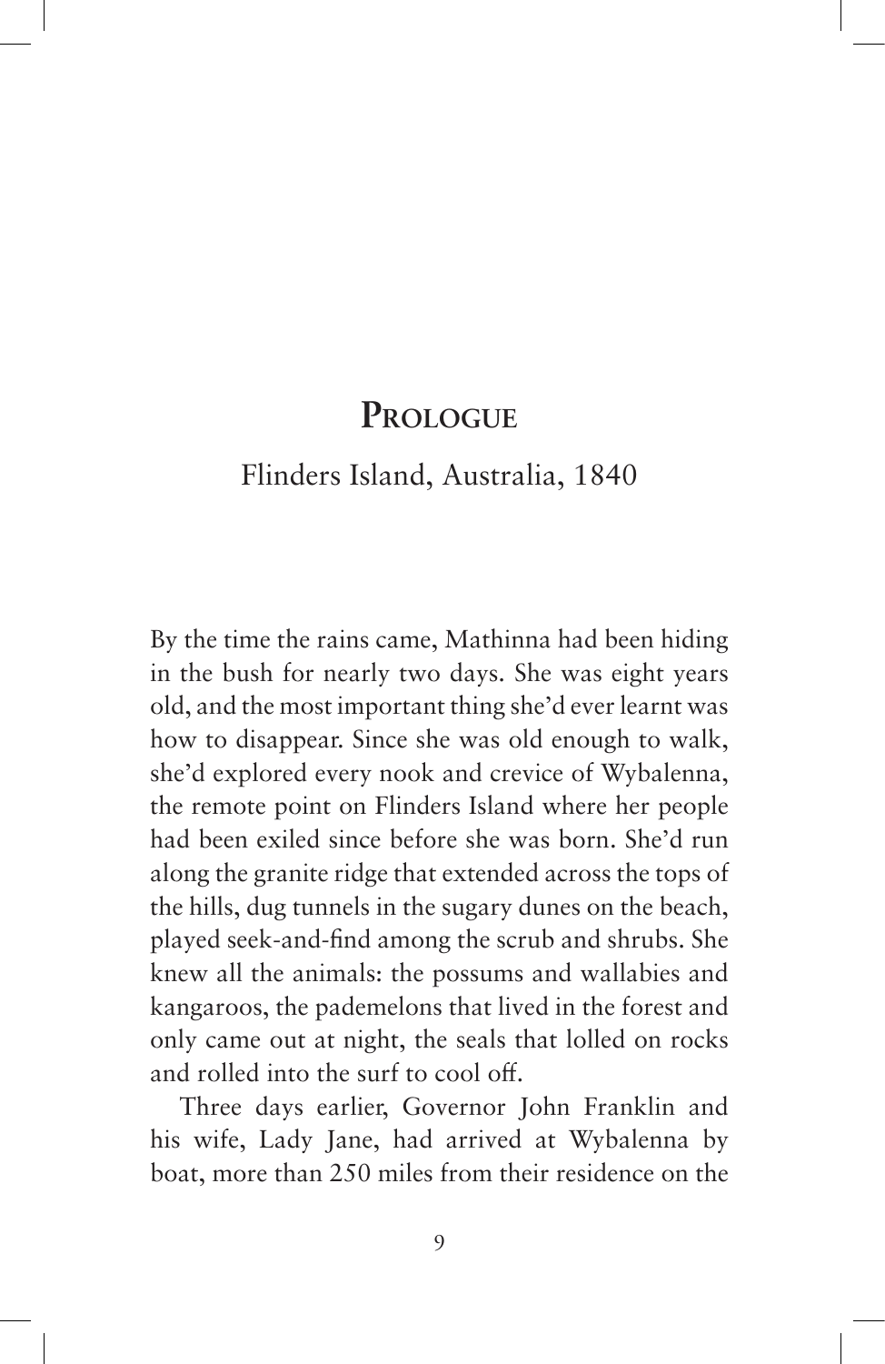# Prologue

## Flinders Island, Australia, 1840

By the time the rains came, Mathinna had been hiding in the bush for nearly two days. She was eight years old, and the most important thing she'd ever learnt was how to disappear. Since she was old enough to walk, she'd explored every nook and crevice of Wybalenna, the remote point on Flinders Island where her people had been exiled since before she was born. She'd run along the granite ridge that extended across the tops of the hills, dug tunnels in the sugary dunes on the beach, played seek-and-find among the scrub and shrubs. She knew all the animals: the possums and wallabies and kangaroos, the pademelons that lived in the forest and only came out at night, the seals that lolled on rocks and rolled into the surf to cool off.

Three days earlier, Governor John Franklin and his wife, Lady Jane, had arrived at Wybalenna by boat, more than 250 miles from their residence on the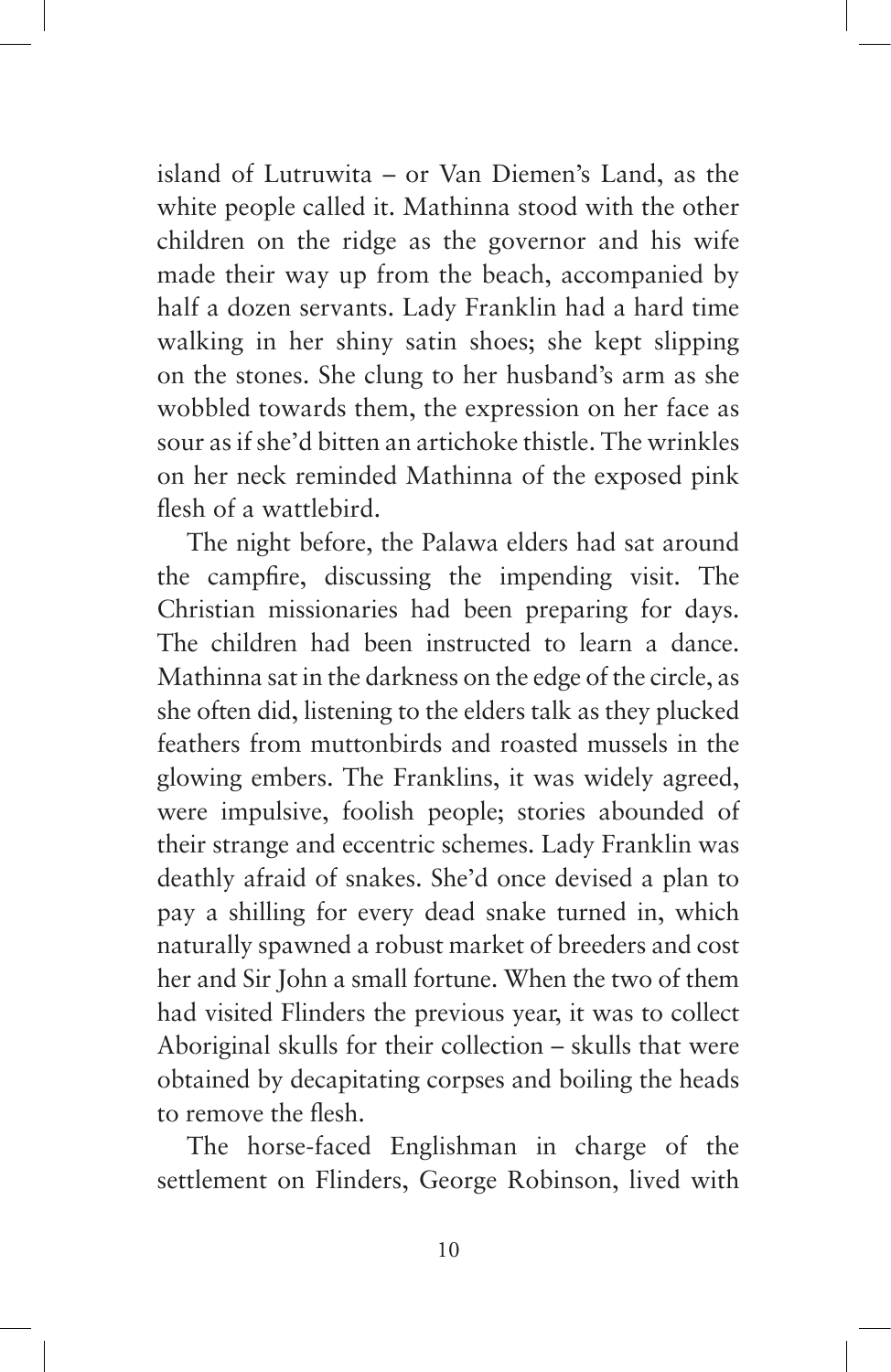island of Lutruwita – or Van Diemen's Land, as the white people called it. Mathinna stood with the other children on the ridge as the governor and his wife made their way up from the beach, accompanied by half a dozen servants. Lady Franklin had a hard time walking in her shiny satin shoes; she kept slipping on the stones. She clung to her husband's arm as she wobbled towards them, the expression on her face as sour as if she'd bitten an artichoke thistle. The wrinkles on her neck reminded Mathinna of the exposed pink flesh of a wattlebird.

The night before, the Palawa elders had sat around the campfire, discussing the impending visit. The Christian missionaries had been preparing for days. The children had been instructed to learn a dance. Mathinna sat in the darkness on the edge of the circle, as she often did, listening to the elders talk as they plucked feathers from muttonbirds and roasted mussels in the glowing embers. The Franklins, it was widely agreed, were impulsive, foolish people; stories abounded of their strange and eccentric schemes. Lady Franklin was deathly afraid of snakes. She'd once devised a plan to pay a shilling for every dead snake turned in, which naturally spawned a robust market of breeders and cost her and Sir John a small fortune. When the two of them had visited Flinders the previous year, it was to collect Aboriginal skulls for their collection – skulls that were obtained by decapitating corpses and boiling the heads to remove the flesh.

The horse-faced Englishman in charge of the settlement on Flinders, George Robinson, lived with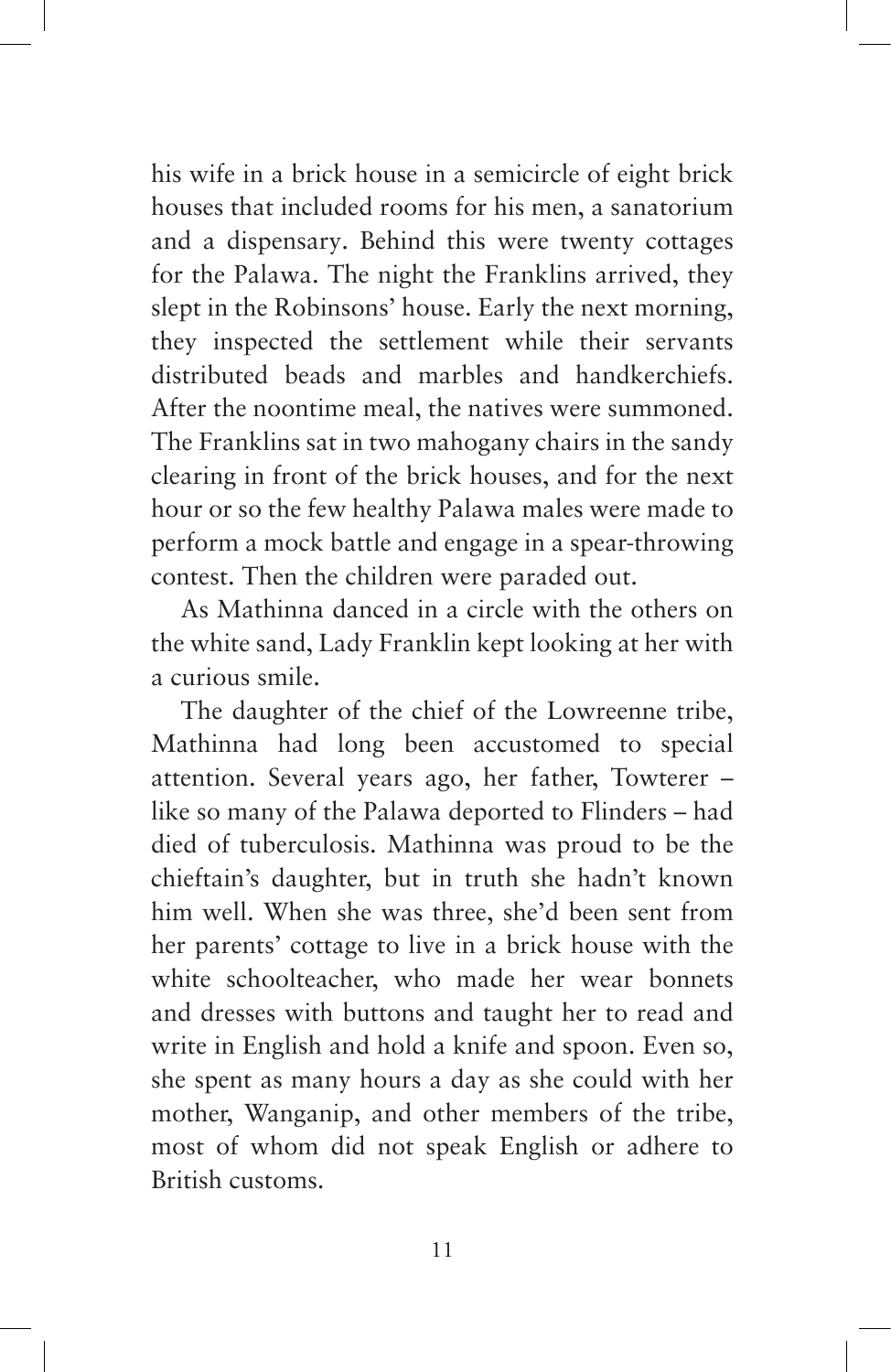his wife in a brick house in a semicircle of eight brick houses that included rooms for his men, a sanatorium and a dispensary. Behind this were twenty cottages for the Palawa. The night the Franklins arrived, they slept in the Robinsons' house. Early the next morning, they inspected the settlement while their servants distributed beads and marbles and handkerchiefs. After the noontime meal, the natives were summoned. The Franklins sat in two mahogany chairs in the sandy clearing in front of the brick houses, and for the next hour or so the few healthy Palawa males were made to perform a mock battle and engage in a spear-throwing contest. Then the children were paraded out.

As Mathinna danced in a circle with the others on the white sand, Lady Franklin kept looking at her with a curious smile.

The daughter of the chief of the Lowreenne tribe, Mathinna had long been accustomed to special attention. Several years ago, her father, Towterer – like so many of the Palawa deported to Flinders – had died of tuberculosis. Mathinna was proud to be the chieftain's daughter, but in truth she hadn't known him well. When she was three, she'd been sent from her parents' cottage to live in a brick house with the white schoolteacher, who made her wear bonnets and dresses with buttons and taught her to read and write in English and hold a knife and spoon. Even so, she spent as many hours a day as she could with her mother, Wanganip, and other members of the tribe, most of whom did not speak English or adhere to British customs.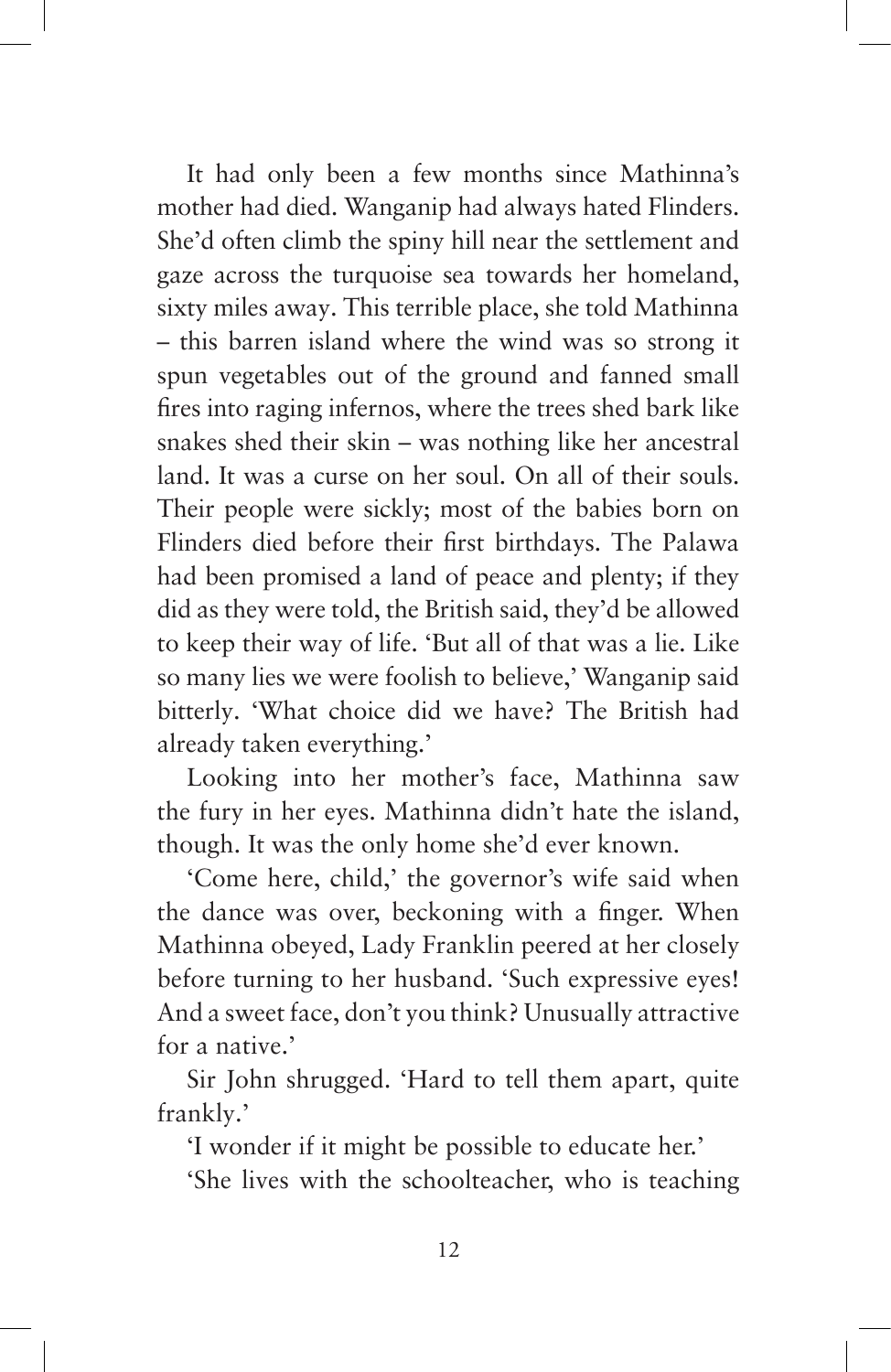It had only been a few months since Mathinna's mother had died. Wanganip had always hated Flinders. She'd often climb the spiny hill near the settlement and gaze across the turquoise sea towards her homeland, sixty miles away. This terrible place, she told Mathinna – this barren island where the wind was so strong it spun vegetables out of the ground and fanned small fires into raging infernos, where the trees shed bark like snakes shed their skin – was nothing like her ancestral land. It was a curse on her soul. On all of their souls. Their people were sickly; most of the babies born on Flinders died before their first birthdays. The Palawa had been promised a land of peace and plenty; if they did as they were told, the British said, they'd be allowed to keep their way of life. 'But all of that was a lie. Like so many lies we were foolish to believe,' Wanganip said bitterly. 'What choice did we have? The British had already taken everything.'

Looking into her mother's face, Mathinna saw the fury in her eyes. Mathinna didn't hate the island, though. It was the only home she'd ever known.

'Come here, child,' the governor's wife said when the dance was over, beckoning with a finger. When Mathinna obeyed, Lady Franklin peered at her closely before turning to her husband. 'Such expressive eyes! And a sweet face, don't you think? Unusually attractive for a native.'

Sir John shrugged. 'Hard to tell them apart, quite frankly.'

'I wonder if it might be possible to educate her.'

'She lives with the schoolteacher, who is teaching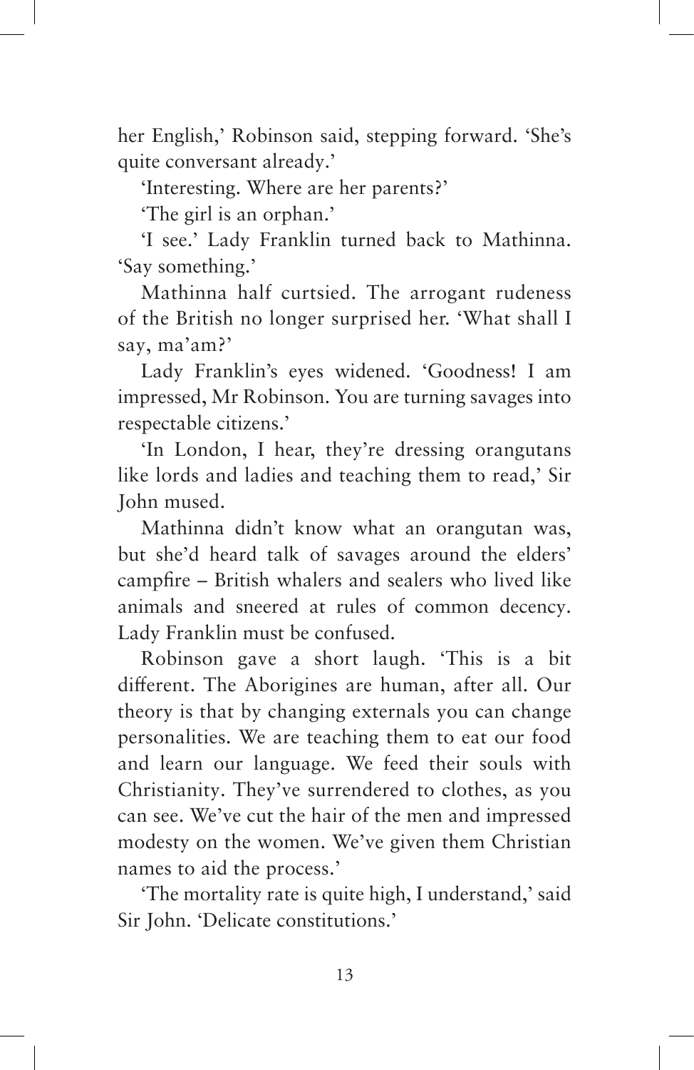her English,' Robinson said, stepping forward. 'She's quite conversant already.'

'Interesting. Where are her parents?'

'The girl is an orphan.'

'I see.' Lady Franklin turned back to Mathinna. 'Say something.'

Mathinna half curtsied. The arrogant rudeness of the British no longer surprised her. 'What shall I say, ma'am?'

Lady Franklin's eyes widened. 'Goodness! I am impressed, Mr Robinson. You are turning savages into respectable citizens.'

'In London, I hear, they're dressing orangutans like lords and ladies and teaching them to read,' Sir John mused.

Mathinna didn't know what an orangutan was, but she'd heard talk of savages around the elders' campfire – British whalers and sealers who lived like animals and sneered at rules of common decency. Lady Franklin must be confused.

Robinson gave a short laugh. 'This is a bit different. The Aborigines are human, after all. Our theory is that by changing externals you can change personalities. We are teaching them to eat our food and learn our language. We feed their souls with Christianity. They've surrendered to clothes, as you can see. We've cut the hair of the men and impressed modesty on the women. We've given them Christian names to aid the process.'

'The mortality rate is quite high, I understand,' said Sir John. 'Delicate constitutions.'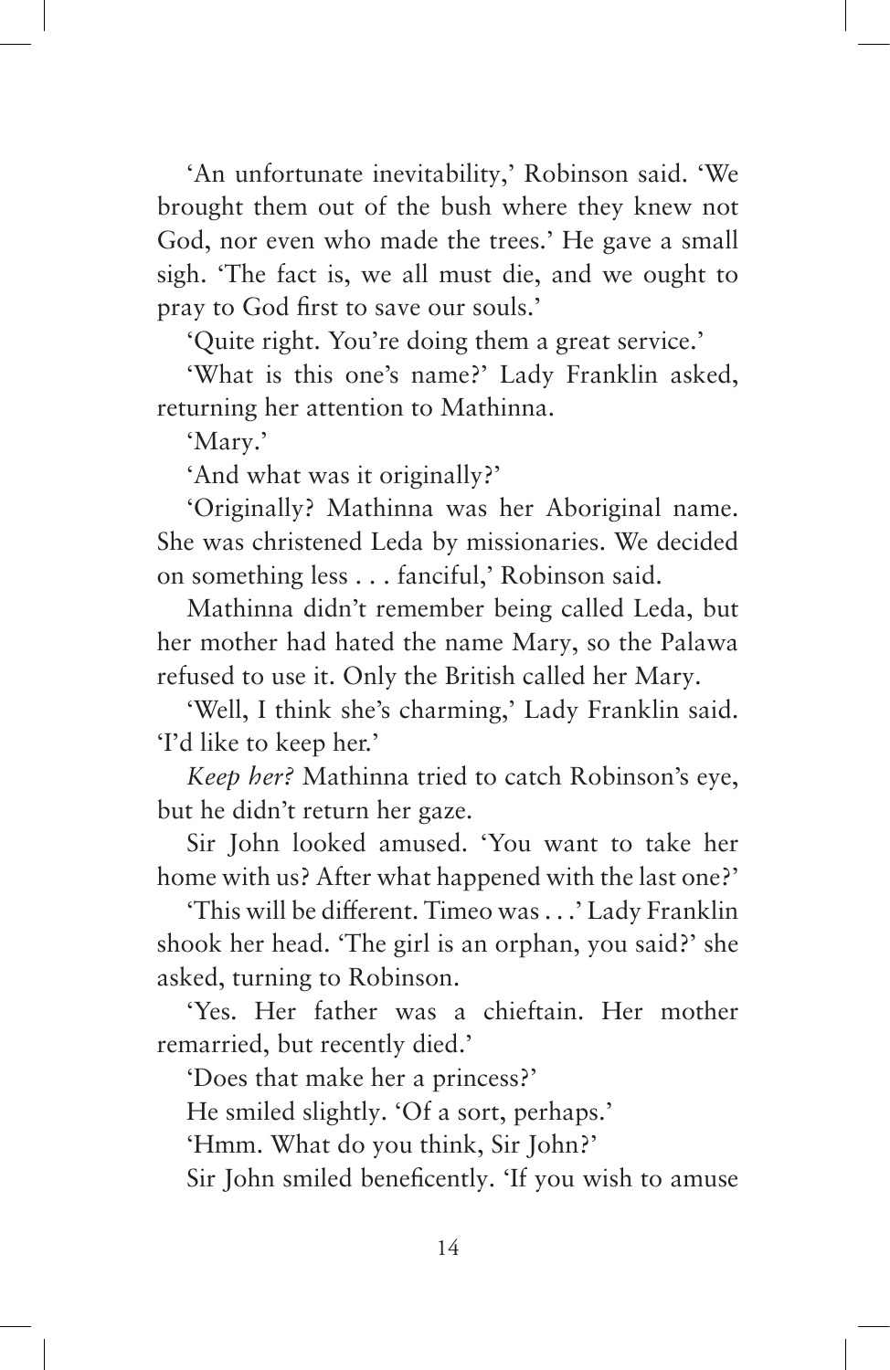'An unfortunate inevitability,' Robinson said. 'We brought them out of the bush where they knew not God, nor even who made the trees.' He gave a small sigh. 'The fact is, we all must die, and we ought to pray to God first to save our souls.'

'Quite right. You're doing them a great service.'

'What is this one's name?' Lady Franklin asked, returning her attention to Mathinna.

'Mary.'

'And what was it originally?'

'Originally? Mathinna was her Aboriginal name. She was christened Leda by missionaries. We decided on something less . . . fanciful,' Robinson said.

Mathinna didn't remember being called Leda, but her mother had hated the name Mary, so the Palawa refused to use it. Only the British called her Mary.

'Well, I think she's charming,' Lady Franklin said. 'I'd like to keep her.'

*Keep her?* Mathinna tried to catch Robinson's eye, but he didn't return her gaze.

Sir John looked amused. 'You want to take her home with us? After what happened with the last one?'

'This will be different. Timeo was . . .' Lady Franklin shook her head. 'The girl is an orphan, you said?' she asked, turning to Robinson.

'Yes. Her father was a chieftain. Her mother remarried, but recently died.'

'Does that make her a princess?'

He smiled slightly. 'Of a sort, perhaps.'

'Hmm. What do you think, Sir John?'

Sir John smiled beneficently. 'If you wish to amuse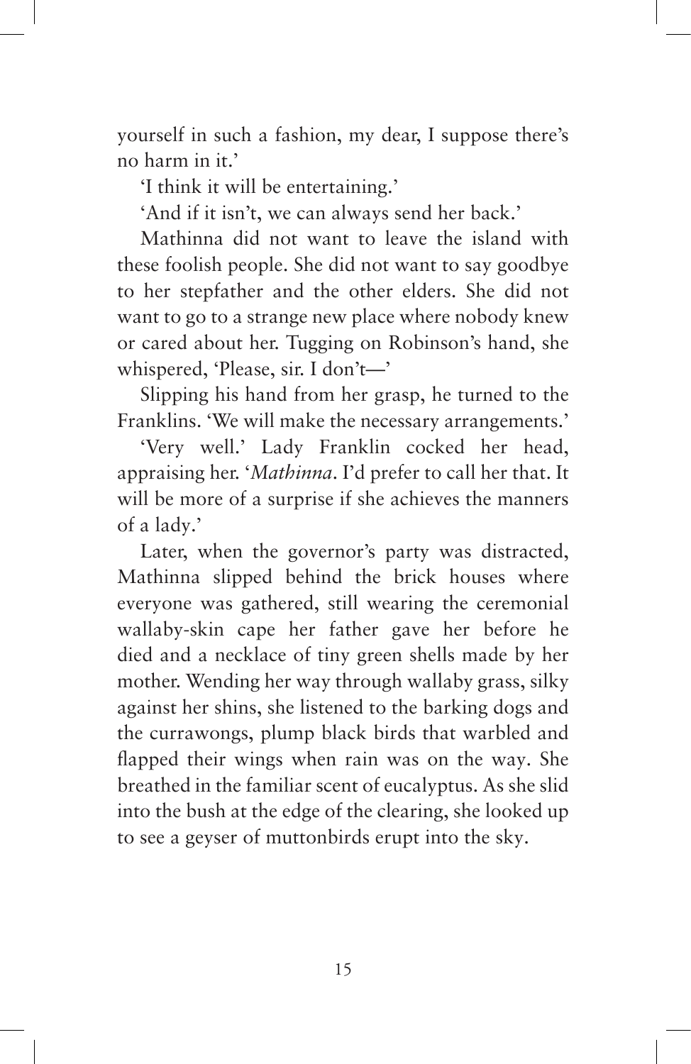yourself in such a fashion, my dear, I suppose there's no harm in it.'

'I think it will be entertaining.'

'And if it isn't, we can always send her back.'

Mathinna did not want to leave the island with these foolish people. She did not want to say goodbye to her stepfather and the other elders. She did not want to go to a strange new place where nobody knew or cared about her. Tugging on Robinson's hand, she whispered, 'Please, sir. I don't—'

Slipping his hand from her grasp, he turned to the Franklins. 'We will make the necessary arrangements.'

'Very well.' Lady Franklin cocked her head, appraising her. '*Mathinna*. I'd prefer to call her that. It will be more of a surprise if she achieves the manners of a lady.'

Later, when the governor's party was distracted, Mathinna slipped behind the brick houses where everyone was gathered, still wearing the ceremonial wallaby-skin cape her father gave her before he died and a necklace of tiny green shells made by her mother. Wending her way through wallaby grass, silky against her shins, she listened to the barking dogs and the currawongs, plump black birds that warbled and flapped their wings when rain was on the way. She breathed in the familiar scent of eucalyptus. As she slid into the bush at the edge of the clearing, she looked up to see a geyser of muttonbirds erupt into the sky.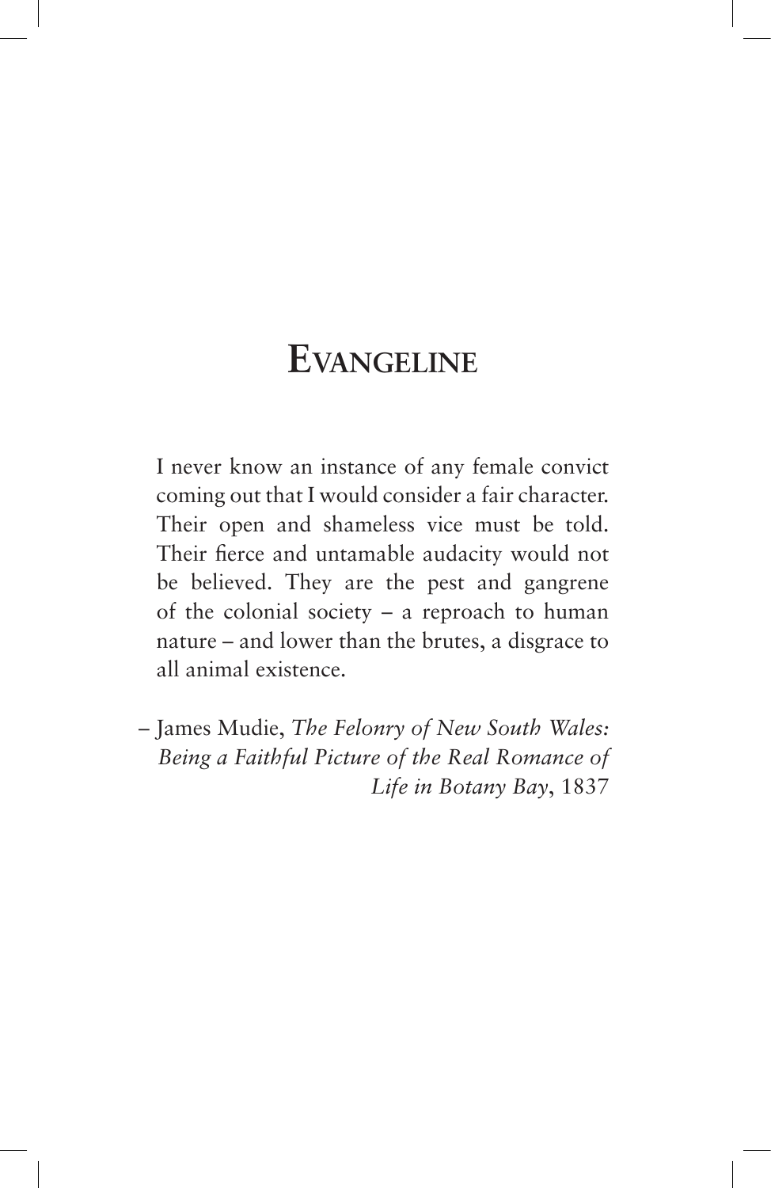# Evangeline

> I never know an instance of any female convict coming out that I would consider a fair character. Their open and shameless vice must be told. Their fierce and untamable audacity would not be believed. They are the pest and gangrene of the colonial society – a reproach to human nature – and lower than the brutes, a disgrace to all animal existence.
>
> – James Mudie, *The Felonry of New South Wales: Being a Faithful Picture of the Real Romance of Life in Botany Bay*, 1837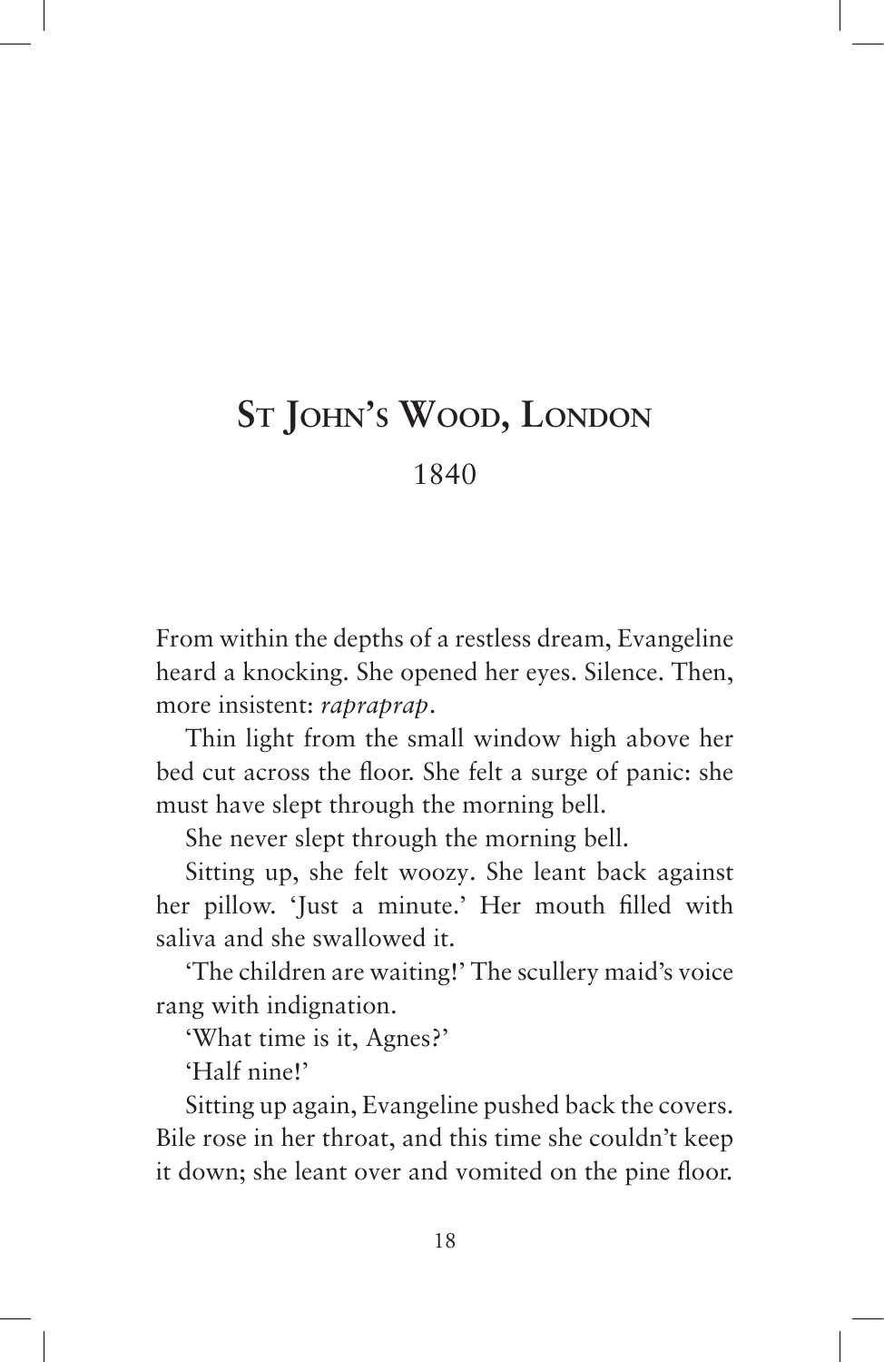# St John's Wood, London

1840

From within the depths of a restless dream, Evangeline heard a knocking. She opened her eyes. Silence. Then, more insistent: *rapraprap*.

Thin light from the small window high above her bed cut across the floor. She felt a surge of panic: she must have slept through the morning bell.

She never slept through the morning bell.

Sitting up, she felt woozy. She leant back against her pillow. 'Just a minute.' Her mouth filled with saliva and she swallowed it.

'The children are waiting!' The scullery maid's voice rang with indignation.

'What time is it, Agnes?'

'Half nine!'

Sitting up again, Evangeline pushed back the covers. Bile rose in her throat, and this time she couldn't keep it down; she leant over and vomited on the pine floor.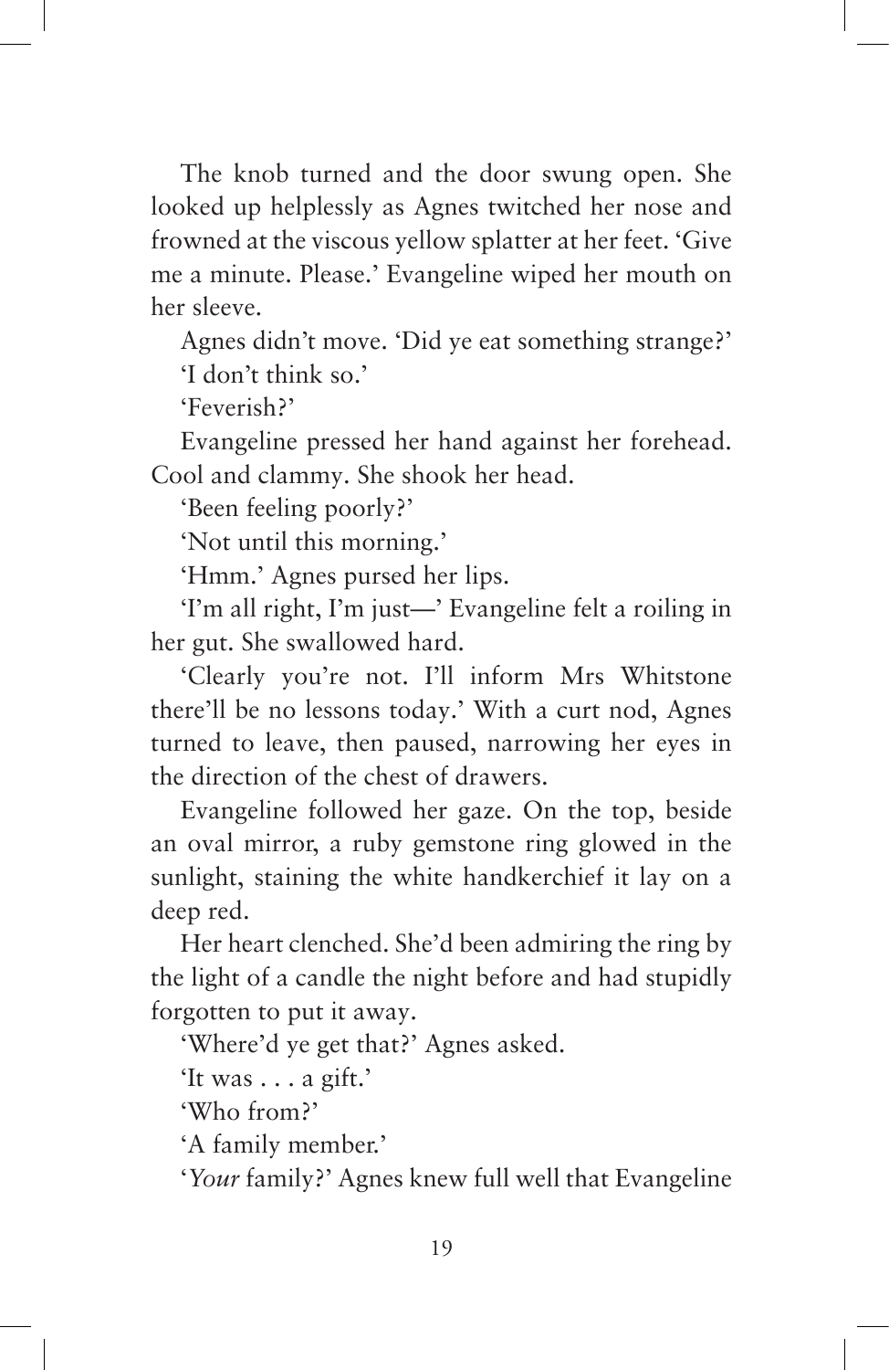The knob turned and the door swung open. She looked up helplessly as Agnes twitched her nose and frowned at the viscous yellow splatter at her feet. 'Give me a minute. Please.' Evangeline wiped her mouth on her sleeve.

Agnes didn't move. 'Did ye eat something strange?'

'I don't think so.'

'Feverish?'

Evangeline pressed her hand against her forehead. Cool and clammy. She shook her head.

'Been feeling poorly?'

'Not until this morning.'

'Hmm.' Agnes pursed her lips.

'I'm all right, I'm just—' Evangeline felt a roiling in her gut. She swallowed hard.

'Clearly you're not. I'll inform Mrs Whitstone there'll be no lessons today.' With a curt nod, Agnes turned to leave, then paused, narrowing her eyes in the direction of the chest of drawers.

Evangeline followed her gaze. On the top, beside an oval mirror, a ruby gemstone ring glowed in the sunlight, staining the white handkerchief it lay on a deep red.

Her heart clenched. She'd been admiring the ring by the light of a candle the night before and had stupidly forgotten to put it away.

'Where'd ye get that?' Agnes asked.

'It was . . . a gift.'

'Who from?'

'A family member.'

'*Your* family?' Agnes knew full well that Evangeline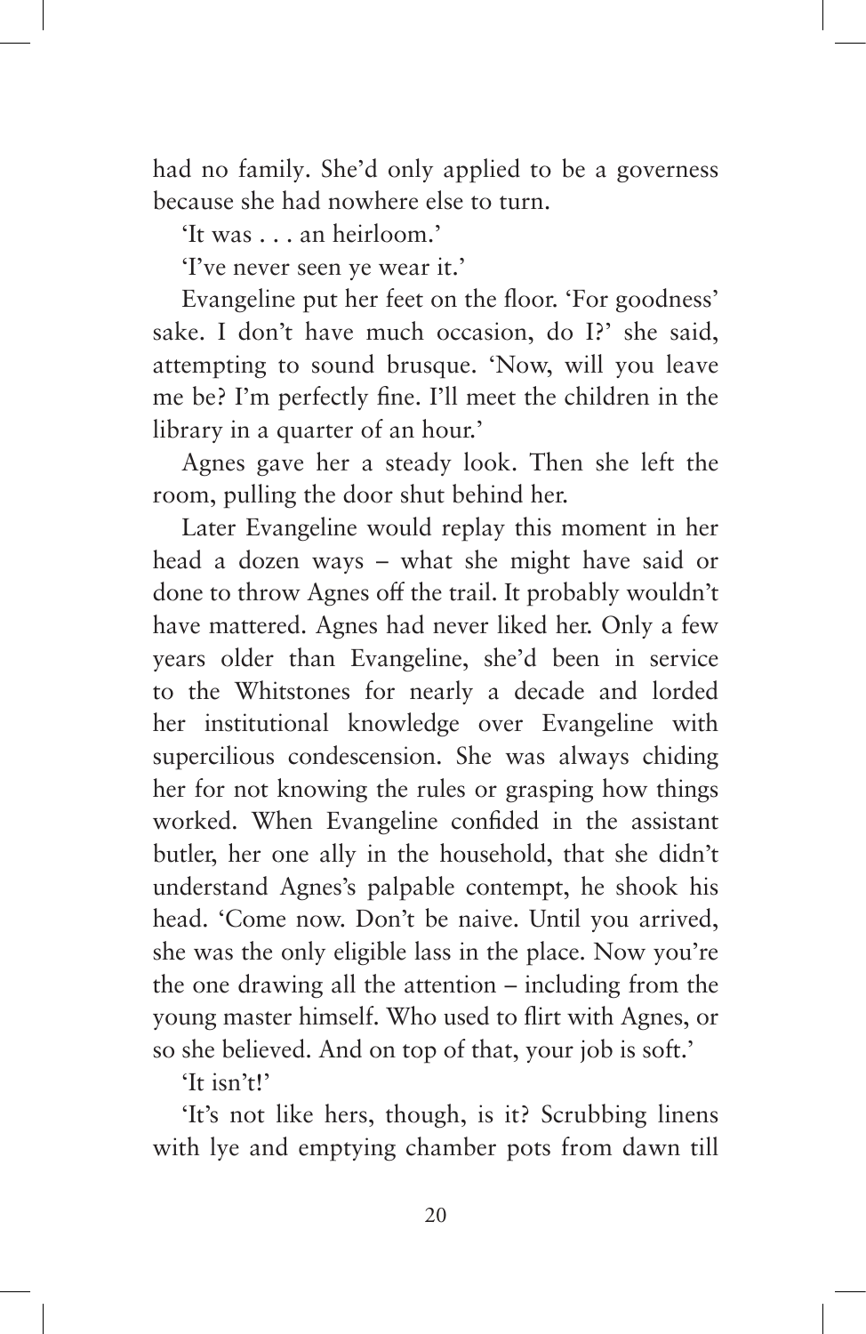had no family. She'd only applied to be a governess because she had nowhere else to turn.

'It was . . . an heirloom.'

'I've never seen ye wear it.'

Evangeline put her feet on the floor. 'For goodness' sake. I don't have much occasion, do I?' she said, attempting to sound brusque. 'Now, will you leave me be? I'm perfectly fine. I'll meet the children in the library in a quarter of an hour.'

Agnes gave her a steady look. Then she left the room, pulling the door shut behind her.

Later Evangeline would replay this moment in her head a dozen ways – what she might have said or done to throw Agnes off the trail. It probably wouldn't have mattered. Agnes had never liked her. Only a few years older than Evangeline, she'd been in service to the Whitstones for nearly a decade and lorded her institutional knowledge over Evangeline with supercilious condescension. She was always chiding her for not knowing the rules or grasping how things worked. When Evangeline confided in the assistant butler, her one ally in the household, that she didn't understand Agnes's palpable contempt, he shook his head. 'Come now. Don't be naive. Until you arrived, she was the only eligible lass in the place. Now you're the one drawing all the attention – including from the young master himself. Who used to flirt with Agnes, or so she believed. And on top of that, your job is soft.'

'It isn't!'

'It's not like hers, though, is it? Scrubbing linens with lye and emptying chamber pots from dawn till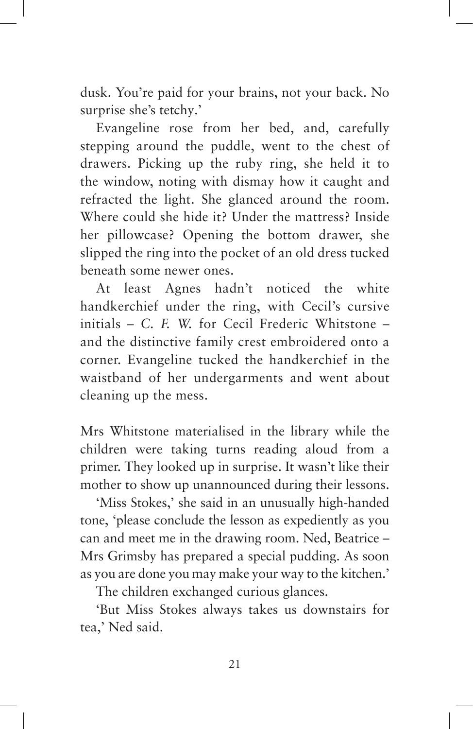dusk. You're paid for your brains, not your back. No surprise she's tetchy.'

Evangeline rose from her bed, and, carefully stepping around the puddle, went to the chest of drawers. Picking up the ruby ring, she held it to the window, noting with dismay how it caught and refracted the light. She glanced around the room. Where could she hide it? Under the mattress? Inside her pillowcase? Opening the bottom drawer, she slipped the ring into the pocket of an old dress tucked beneath some newer ones.

At least Agnes hadn't noticed the white handkerchief under the ring, with Cecil's cursive initials – *C. F. W.* for Cecil Frederic Whitstone – and the distinctive family crest embroidered onto a corner. Evangeline tucked the handkerchief in the waistband of her undergarments and went about cleaning up the mess.

Mrs Whitstone materialised in the library while the children were taking turns reading aloud from a primer. They looked up in surprise. It wasn't like their mother to show up unannounced during their lessons.

'Miss Stokes,' she said in an unusually high-handed tone, 'please conclude the lesson as expediently as you can and meet me in the drawing room. Ned, Beatrice – Mrs Grimsby has prepared a special pudding. As soon as you are done you may make your way to the kitchen.'

The children exchanged curious glances.

'But Miss Stokes always takes us downstairs for tea,' Ned said.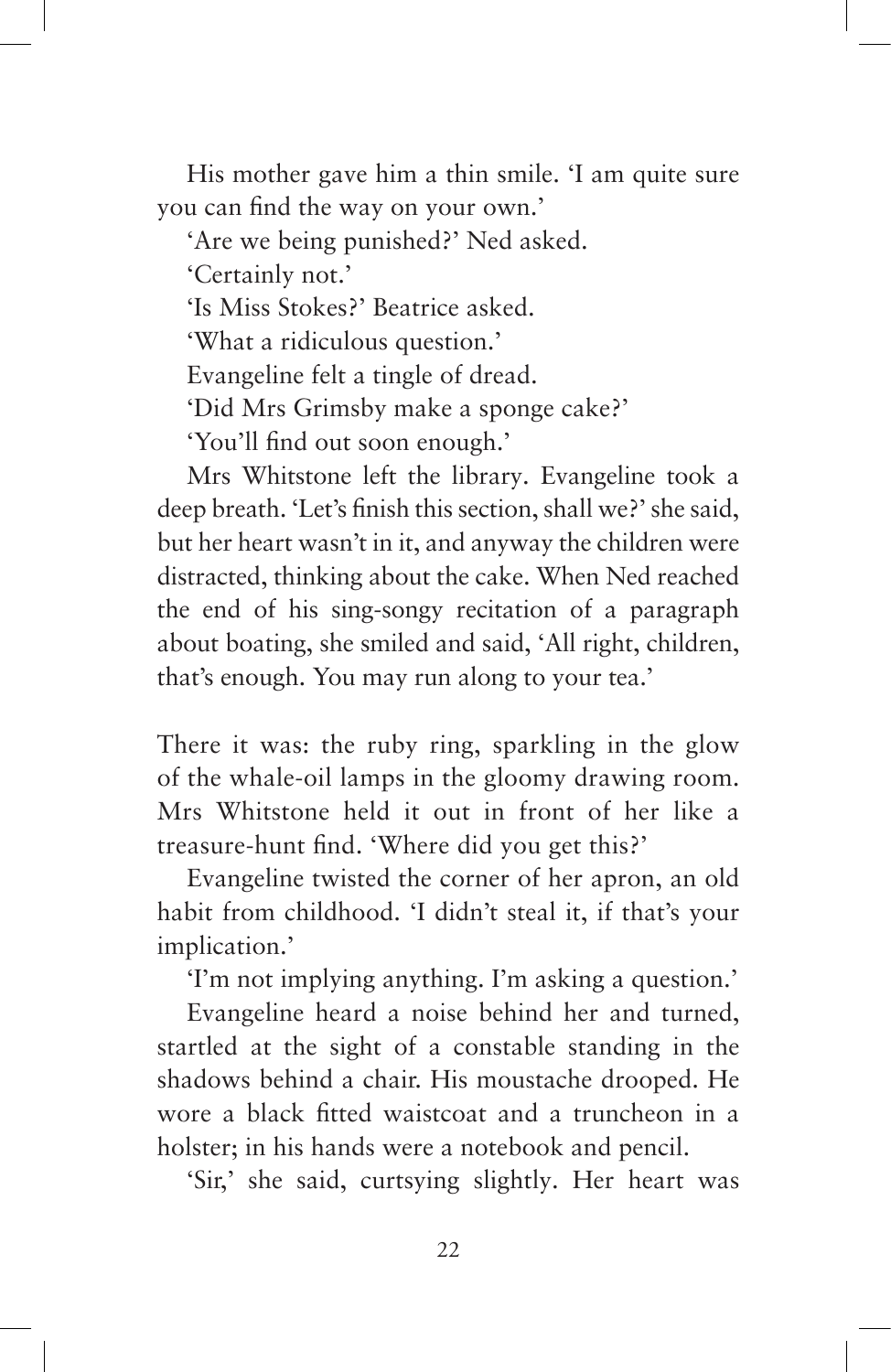His mother gave him a thin smile. 'I am quite sure you can find the way on your own.'

'Are we being punished?' Ned asked.

'Certainly not.'

'Is Miss Stokes?' Beatrice asked.

'What a ridiculous question.'

Evangeline felt a tingle of dread.

'Did Mrs Grimsby make a sponge cake?'

'You'll find out soon enough.'

Mrs Whitstone left the library. Evangeline took a deep breath. 'Let's finish this section, shall we?' she said, but her heart wasn't in it, and anyway the children were distracted, thinking about the cake. When Ned reached the end of his sing-songy recitation of a paragraph about boating, she smiled and said, 'All right, children, that's enough. You may run along to your tea.'

There it was: the ruby ring, sparkling in the glow of the whale-oil lamps in the gloomy drawing room. Mrs Whitstone held it out in front of her like a treasure-hunt find. 'Where did you get this?'

Evangeline twisted the corner of her apron, an old habit from childhood. 'I didn't steal it, if that's your implication.'

'I'm not implying anything. I'm asking a question.'

Evangeline heard a noise behind her and turned, startled at the sight of a constable standing in the shadows behind a chair. His moustache drooped. He wore a black fitted waistcoat and a truncheon in a holster; in his hands were a notebook and pencil.

'Sir,' she said, curtsying slightly. Her heart was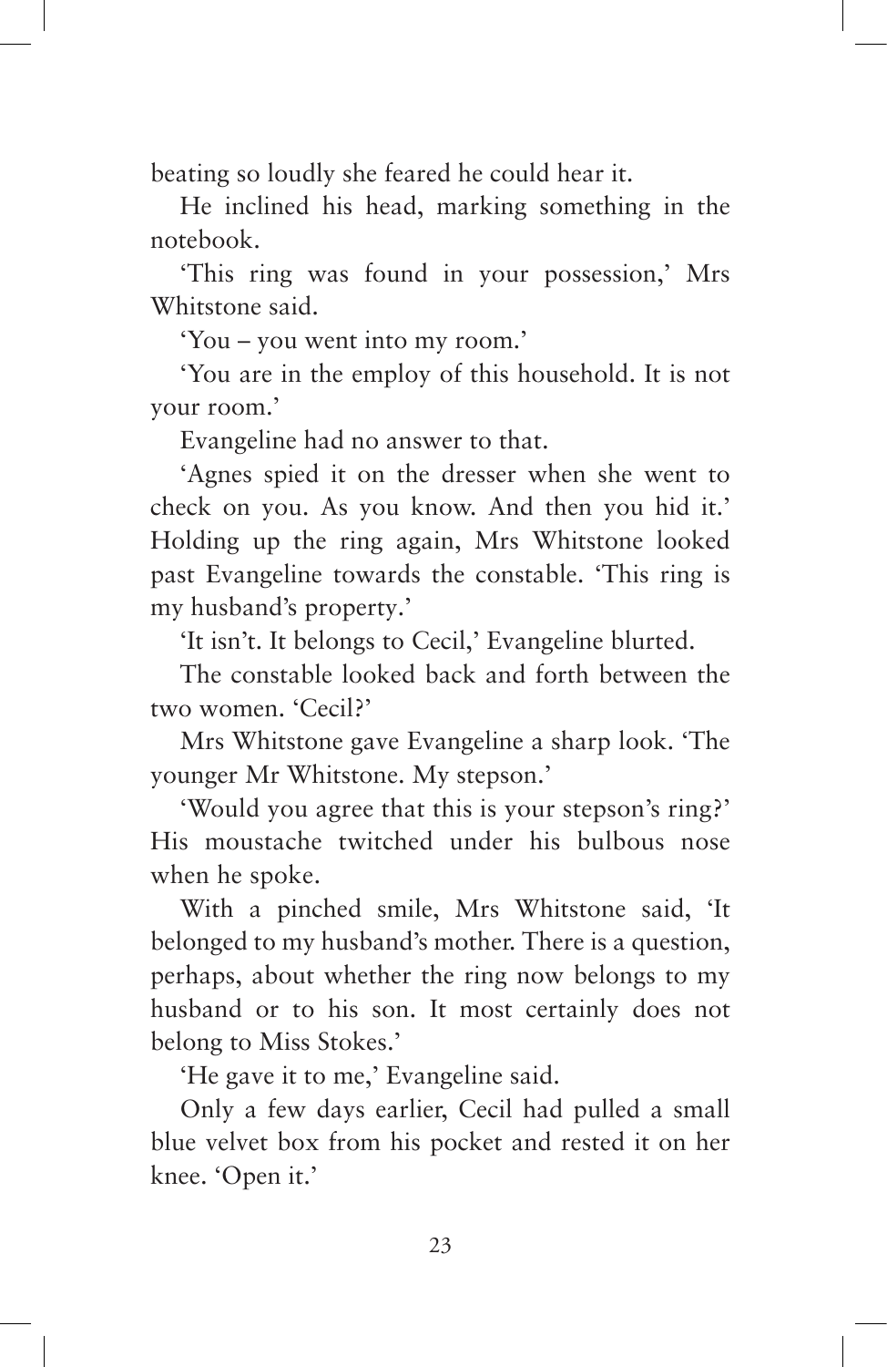beating so loudly she feared he could hear it.

He inclined his head, marking something in the notebook.

'This ring was found in your possession,' Mrs Whitstone said.

'You – you went into my room.'

'You are in the employ of this household. It is not your room.'

Evangeline had no answer to that.

'Agnes spied it on the dresser when she went to check on you. As you know. And then you hid it.' Holding up the ring again, Mrs Whitstone looked past Evangeline towards the constable. 'This ring is my husband's property.'

'It isn't. It belongs to Cecil,' Evangeline blurted.

The constable looked back and forth between the two women. 'Cecil?'

Mrs Whitstone gave Evangeline a sharp look. 'The younger Mr Whitstone. My stepson.'

'Would you agree that this is your stepson's ring?' His moustache twitched under his bulbous nose when he spoke.

With a pinched smile, Mrs Whitstone said, 'It belonged to my husband's mother. There is a question, perhaps, about whether the ring now belongs to my husband or to his son. It most certainly does not belong to Miss Stokes.'

'He gave it to me,' Evangeline said.

Only a few days earlier, Cecil had pulled a small blue velvet box from his pocket and rested it on her knee. 'Open it.'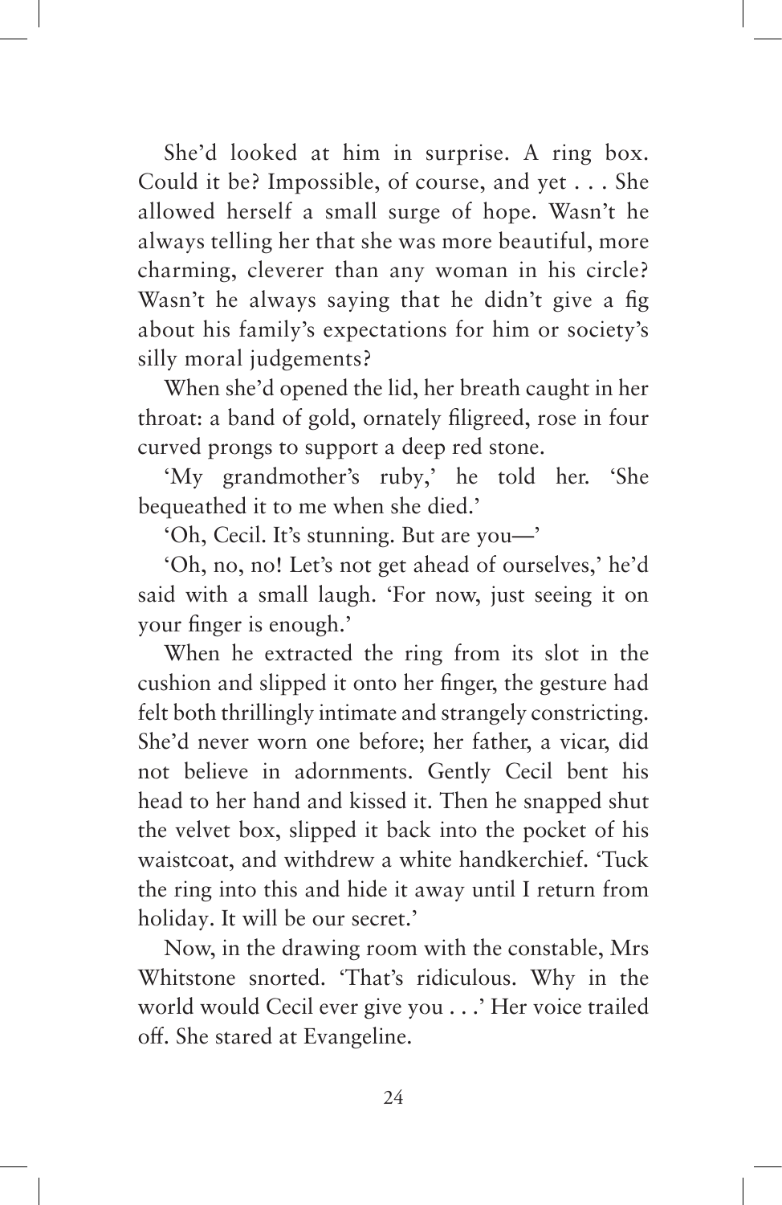She'd looked at him in surprise. A ring box. Could it be? Impossible, of course, and yet . . . She allowed herself a small surge of hope. Wasn't he always telling her that she was more beautiful, more charming, cleverer than any woman in his circle? Wasn't he always saying that he didn't give a fig about his family's expectations for him or society's silly moral judgements?

When she'd opened the lid, her breath caught in her throat: a band of gold, ornately filigreed, rose in four curved prongs to support a deep red stone.

'My grandmother's ruby,' he told her. 'She bequeathed it to me when she died.'

'Oh, Cecil. It's stunning. But are you—'

'Oh, no, no! Let's not get ahead of ourselves,' he'd said with a small laugh. 'For now, just seeing it on your finger is enough.'

When he extracted the ring from its slot in the cushion and slipped it onto her finger, the gesture had felt both thrillingly intimate and strangely constricting. She'd never worn one before; her father, a vicar, did not believe in adornments. Gently Cecil bent his head to her hand and kissed it. Then he snapped shut the velvet box, slipped it back into the pocket of his waistcoat, and withdrew a white handkerchief. 'Tuck the ring into this and hide it away until I return from holiday. It will be our secret.'

Now, in the drawing room with the constable, Mrs Whitstone snorted. 'That's ridiculous. Why in the world would Cecil ever give you . . .' Her voice trailed off. She stared at Evangeline.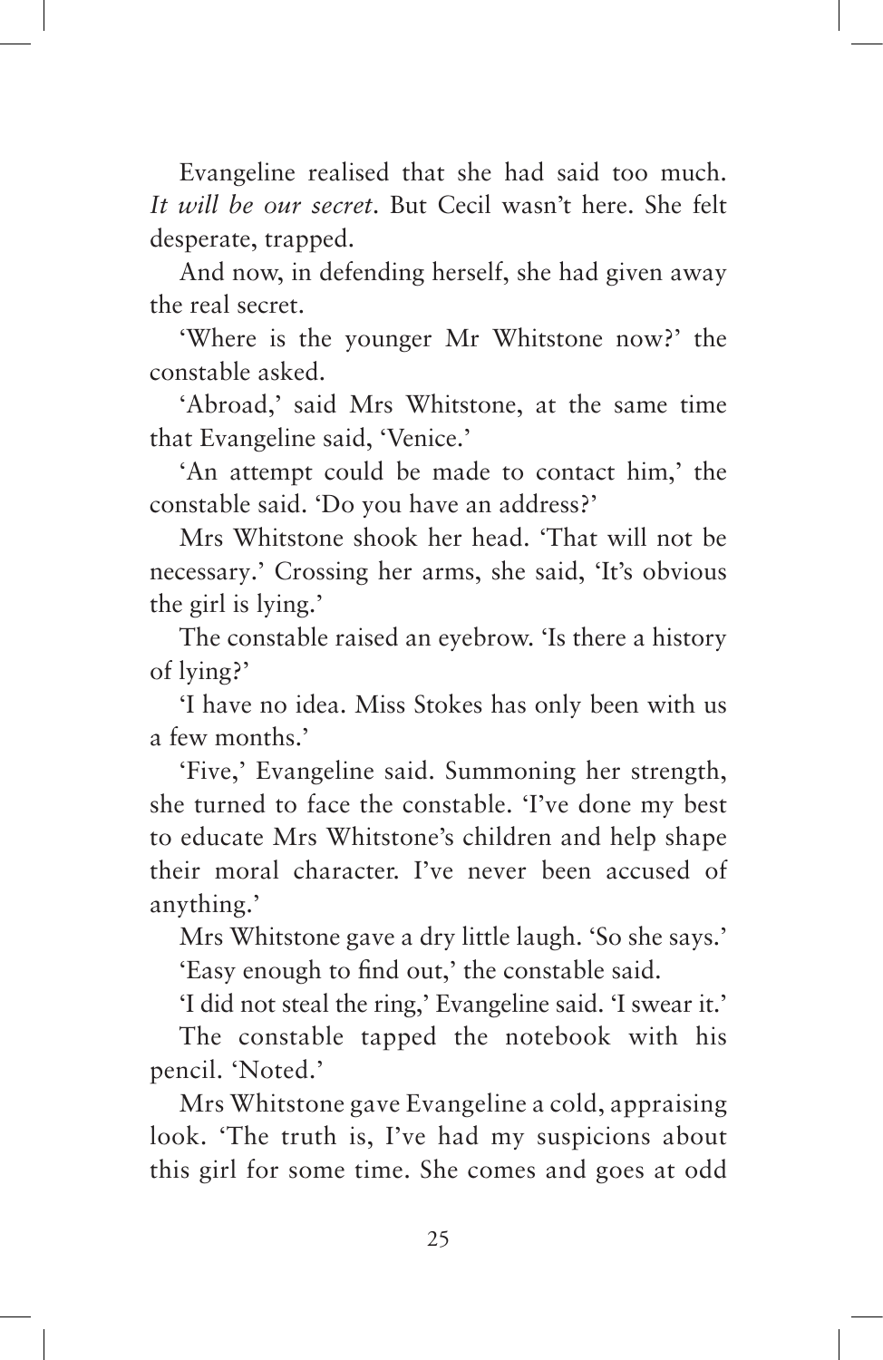Evangeline realised that she had said too much. *It will be our secret*. But Cecil wasn't here. She felt desperate, trapped.

And now, in defending herself, she had given away the real secret.

'Where is the younger Mr Whitstone now?' the constable asked.

'Abroad,' said Mrs Whitstone, at the same time that Evangeline said, 'Venice.'

'An attempt could be made to contact him,' the constable said. 'Do you have an address?'

Mrs Whitstone shook her head. 'That will not be necessary.' Crossing her arms, she said, 'It's obvious the girl is lying.'

The constable raised an eyebrow. 'Is there a history of lying?'

'I have no idea. Miss Stokes has only been with us a few months.'

'Five,' Evangeline said. Summoning her strength, she turned to face the constable. 'I've done my best to educate Mrs Whitstone's children and help shape their moral character. I've never been accused of anything.'

Mrs Whitstone gave a dry little laugh. 'So she says.'

'Easy enough to find out,' the constable said.

'I did not steal the ring,' Evangeline said. 'I swear it.'

The constable tapped the notebook with his pencil. 'Noted.'

Mrs Whitstone gave Evangeline a cold, appraising look. 'The truth is, I've had my suspicions about this girl for some time. She comes and goes at odd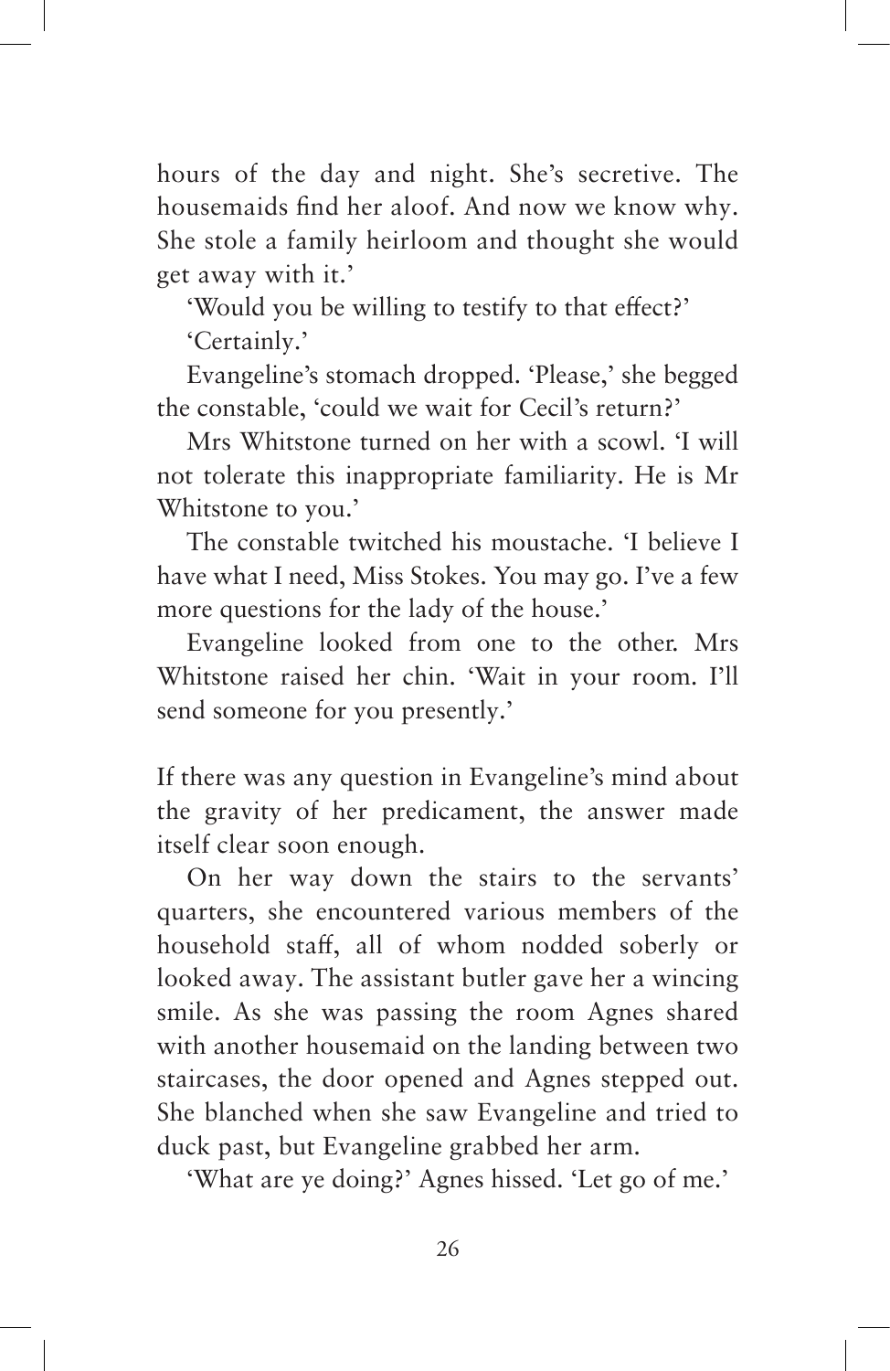hours of the day and night. She's secretive. The housemaids find her aloof. And now we know why. She stole a family heirloom and thought she would get away with it.'

'Would you be willing to testify to that effect?'

'Certainly.'

Evangeline's stomach dropped. 'Please,' she begged the constable, 'could we wait for Cecil's return?'

Mrs Whitstone turned on her with a scowl. 'I will not tolerate this inappropriate familiarity. He is Mr Whitstone to you.'

The constable twitched his moustache. 'I believe I have what I need, Miss Stokes. You may go. I've a few more questions for the lady of the house.'

Evangeline looked from one to the other. Mrs Whitstone raised her chin. 'Wait in your room. I'll send someone for you presently.'

If there was any question in Evangeline's mind about the gravity of her predicament, the answer made itself clear soon enough.

On her way down the stairs to the servants' quarters, she encountered various members of the household staff, all of whom nodded soberly or looked away. The assistant butler gave her a wincing smile. As she was passing the room Agnes shared with another housemaid on the landing between two staircases, the door opened and Agnes stepped out. She blanched when she saw Evangeline and tried to duck past, but Evangeline grabbed her arm.

'What are ye doing?' Agnes hissed. 'Let go of me.'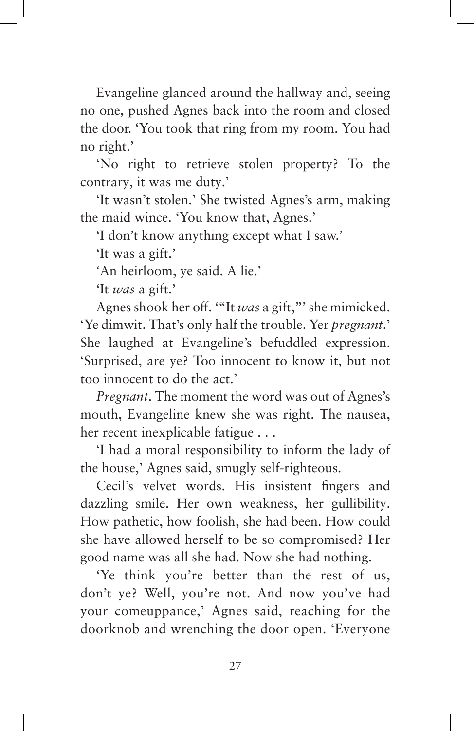Evangeline glanced around the hallway and, seeing no one, pushed Agnes back into the room and closed the door. 'You took that ring from my room. You had no right.'

'No right to retrieve stolen property? To the contrary, it was me duty.'

'It wasn't stolen.' She twisted Agnes's arm, making the maid wince. 'You know that, Agnes.'

'I don't know anything except what I saw.'

'It was a gift.'

'An heirloom, ye said. A lie.'

'It *was* a gift.'

Agnes shook her off. '"It *was* a gift,"' she mimicked. 'Ye dimwit. That's only half the trouble. Yer *pregnant*.' She laughed at Evangeline's befuddled expression. 'Surprised, are ye? Too innocent to know it, but not too innocent to do the act.'

*Pregnant*. The moment the word was out of Agnes's mouth, Evangeline knew she was right. The nausea, her recent inexplicable fatigue . . .

'I had a moral responsibility to inform the lady of the house,' Agnes said, smugly self-righteous.

Cecil's velvet words. His insistent fingers and dazzling smile. Her own weakness, her gullibility. How pathetic, how foolish, she had been. How could she have allowed herself to be so compromised? Her good name was all she had. Now she had nothing.

'Ye think you're better than the rest of us, don't ye? Well, you're not. And now you've had your comeuppance,' Agnes said, reaching for the doorknob and wrenching the door open. 'Everyone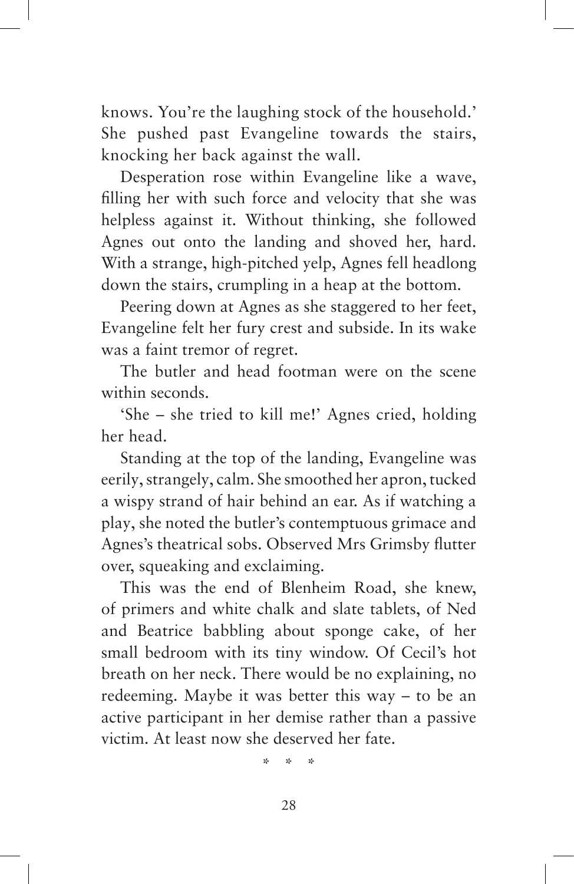knows. You're the laughing stock of the household.' She pushed past Evangeline towards the stairs, knocking her back against the wall.

Desperation rose within Evangeline like a wave, filling her with such force and velocity that she was helpless against it. Without thinking, she followed Agnes out onto the landing and shoved her, hard. With a strange, high-pitched yelp, Agnes fell headlong down the stairs, crumpling in a heap at the bottom.

Peering down at Agnes as she staggered to her feet, Evangeline felt her fury crest and subside. In its wake was a faint tremor of regret.

The butler and head footman were on the scene within seconds.

'She – she tried to kill me!' Agnes cried, holding her head.

Standing at the top of the landing, Evangeline was eerily, strangely, calm. She smoothed her apron, tucked a wispy strand of hair behind an ear. As if watching a play, she noted the butler's contemptuous grimace and Agnes's theatrical sobs. Observed Mrs Grimsby flutter over, squeaking and exclaiming.

This was the end of Blenheim Road, she knew, of primers and white chalk and slate tablets, of Ned and Beatrice babbling about sponge cake, of her small bedroom with its tiny window. Of Cecil's hot breath on her neck. There would be no explaining, no redeeming. Maybe it was better this way – to be an active participant in her demise rather than a passive victim. At least now she deserved her fate.

\* \* \*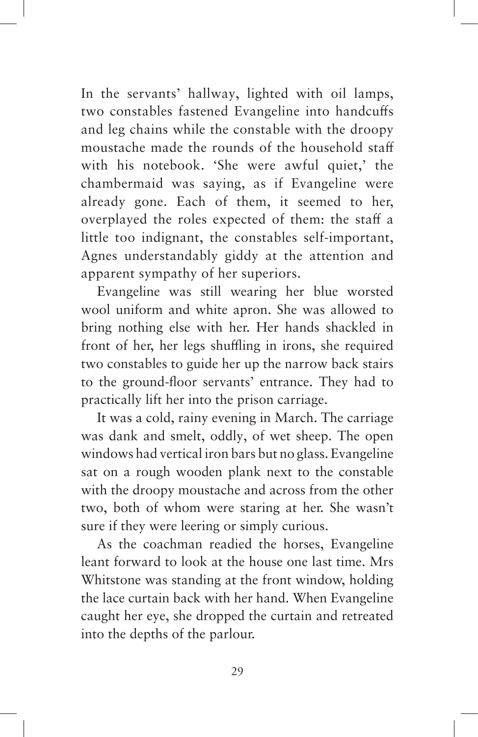In the servants' hallway, lighted with oil lamps, two constables fastened Evangeline into handcuffs and leg chains while the constable with the droopy moustache made the rounds of the household staff with his notebook. 'She were awful quiet,' the chambermaid was saying, as if Evangeline were already gone. Each of them, it seemed to her, overplayed the roles expected of them: the staff a little too indignant, the constables self-important, Agnes understandably giddy at the attention and apparent sympathy of her superiors.

Evangeline was still wearing her blue worsted wool uniform and white apron. She was allowed to bring nothing else with her. Her hands shackled in front of her, her legs shuffling in irons, she required two constables to guide her up the narrow back stairs to the ground-floor servants' entrance. They had to practically lift her into the prison carriage.

It was a cold, rainy evening in March. The carriage was dank and smelt, oddly, of wet sheep. The open windows had vertical iron bars but no glass. Evangeline sat on a rough wooden plank next to the constable with the droopy moustache and across from the other two, both of whom were staring at her. She wasn't sure if they were leering or simply curious.

As the coachman readied the horses, Evangeline leant forward to look at the house one last time. Mrs Whitstone was standing at the front window, holding the lace curtain back with her hand. When Evangeline caught her eye, she dropped the curtain and retreated into the depths of the parlour.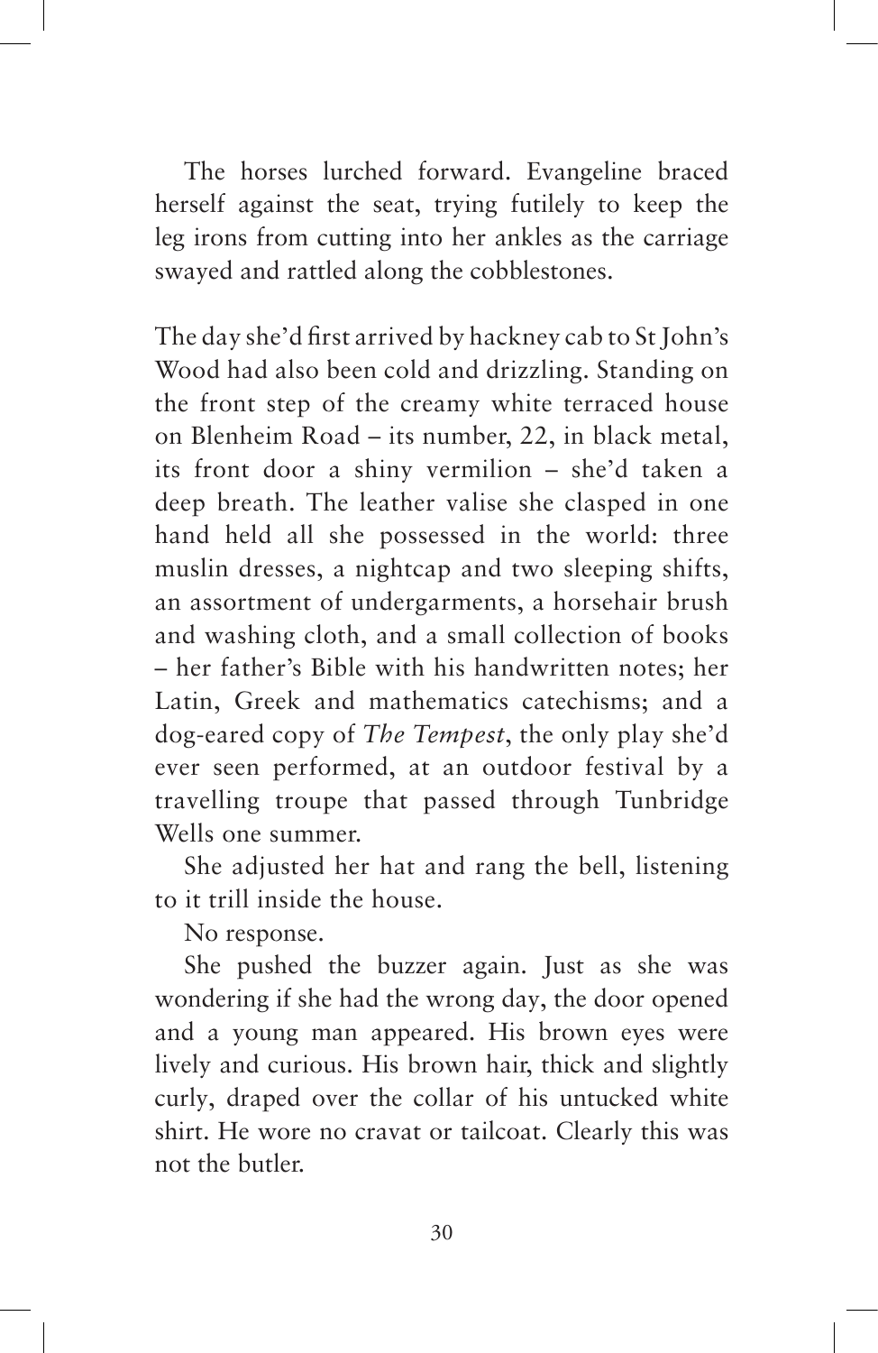The horses lurched forward. Evangeline braced herself against the seat, trying futilely to keep the leg irons from cutting into her ankles as the carriage swayed and rattled along the cobblestones.

The day she'd first arrived by hackney cab to St John's Wood had also been cold and drizzling. Standing on the front step of the creamy white terraced house on Blenheim Road – its number, 22, in black metal, its front door a shiny vermilion – she'd taken a deep breath. The leather valise she clasped in one hand held all she possessed in the world: three muslin dresses, a nightcap and two sleeping shifts, an assortment of undergarments, a horsehair brush and washing cloth, and a small collection of books – her father's Bible with his handwritten notes; her Latin, Greek and mathematics catechisms; and a dog-eared copy of *The Tempest*, the only play she'd ever seen performed, at an outdoor festival by a travelling troupe that passed through Tunbridge Wells one summer.

She adjusted her hat and rang the bell, listening to it trill inside the house.

No response.

She pushed the buzzer again. Just as she was wondering if she had the wrong day, the door opened and a young man appeared. His brown eyes were lively and curious. His brown hair, thick and slightly curly, draped over the collar of his untucked white shirt. He wore no cravat or tailcoat. Clearly this was not the butler.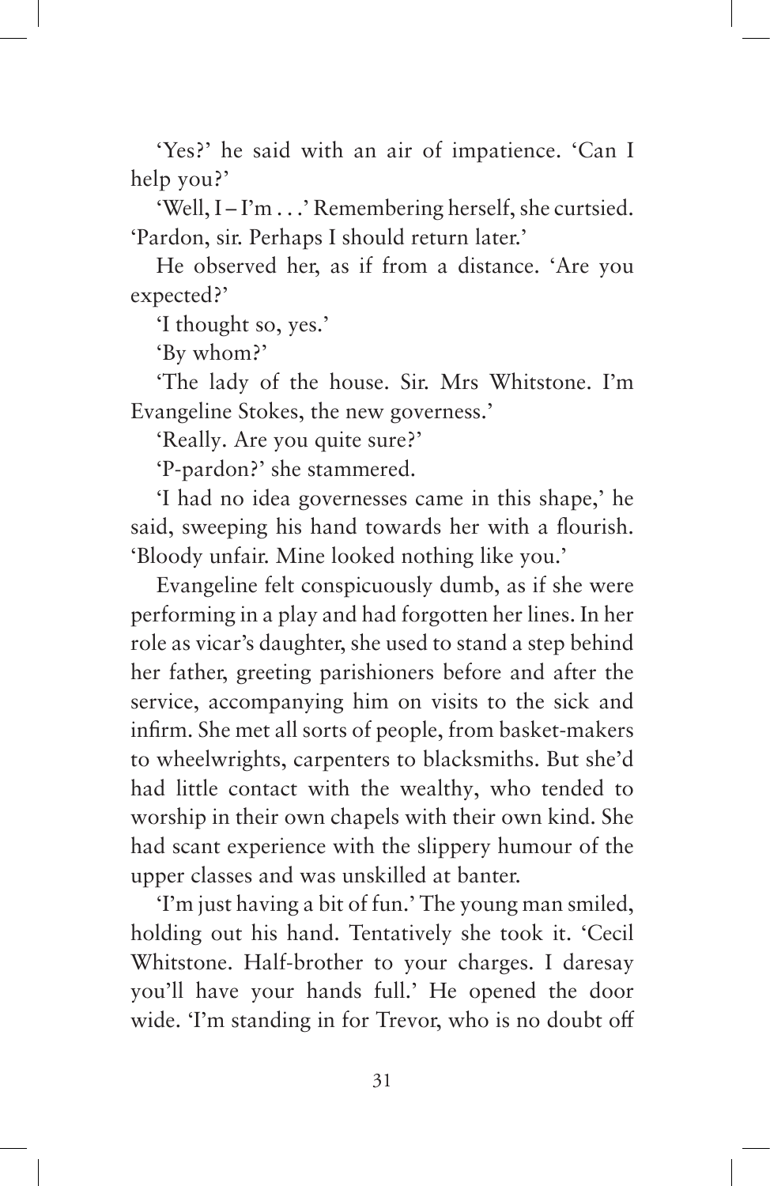'Yes?' he said with an air of impatience. 'Can I help you?'

'Well, I – I'm . . .' Remembering herself, she curtsied. 'Pardon, sir. Perhaps I should return later.'

He observed her, as if from a distance. 'Are you expected?'

'I thought so, yes.'

'By whom?'

'The lady of the house. Sir. Mrs Whitstone. I'm Evangeline Stokes, the new governess.'

'Really. Are you quite sure?'

'P-pardon?' she stammered.

'I had no idea governesses came in this shape,' he said, sweeping his hand towards her with a flourish. 'Bloody unfair. Mine looked nothing like you.'

Evangeline felt conspicuously dumb, as if she were performing in a play and had forgotten her lines. In her role as vicar's daughter, she used to stand a step behind her father, greeting parishioners before and after the service, accompanying him on visits to the sick and infirm. She met all sorts of people, from basket-makers to wheelwrights, carpenters to blacksmiths. But she'd had little contact with the wealthy, who tended to worship in their own chapels with their own kind. She had scant experience with the slippery humour of the upper classes and was unskilled at banter.

'I'm just having a bit of fun.' The young man smiled, holding out his hand. Tentatively she took it. 'Cecil Whitstone. Half-brother to your charges. I daresay you'll have your hands full.' He opened the door wide. 'I'm standing in for Trevor, who is no doubt off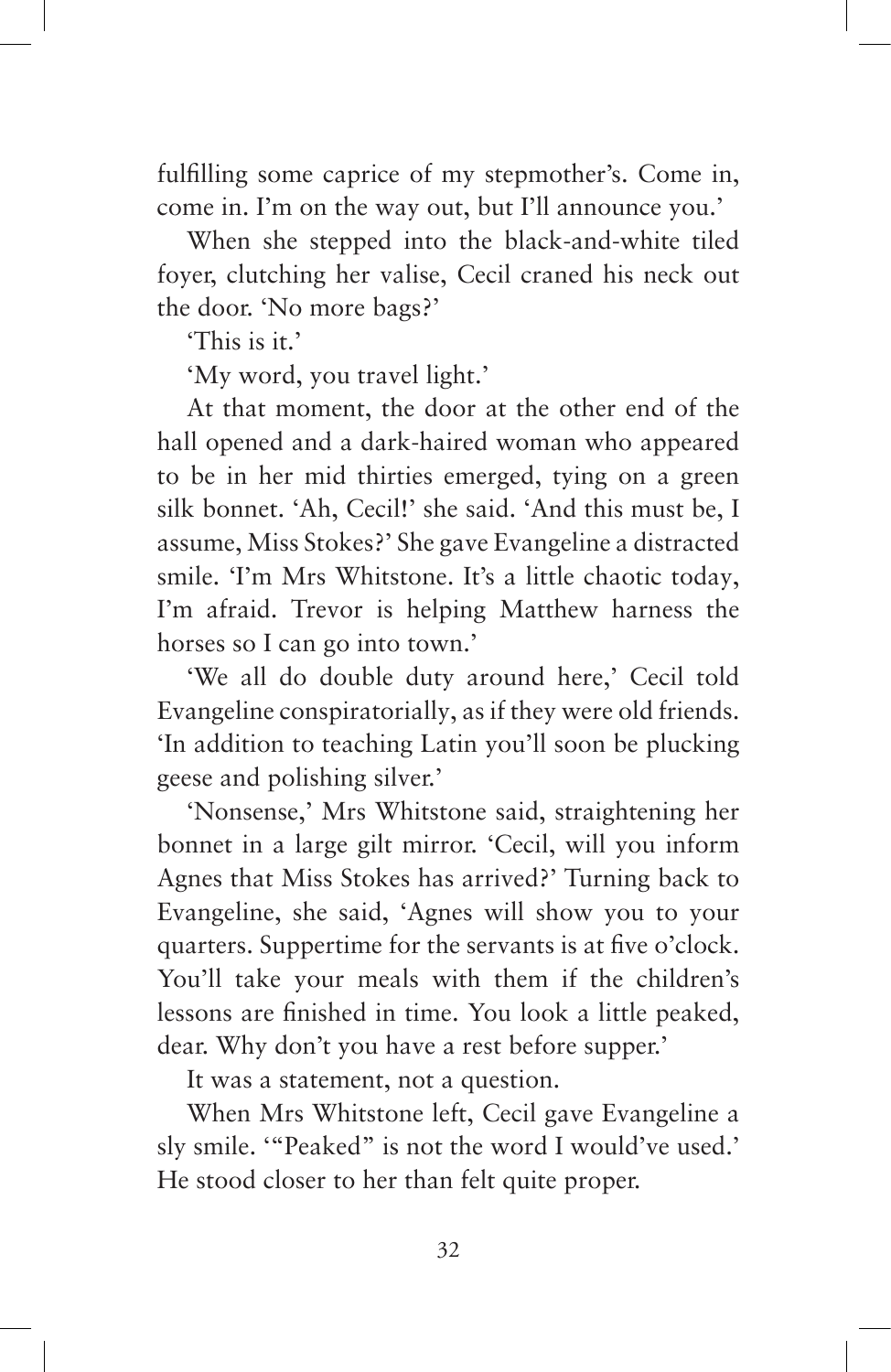fulfilling some caprice of my stepmother's. Come in, come in. I'm on the way out, but I'll announce you.'

When she stepped into the black-and-white tiled foyer, clutching her valise, Cecil craned his neck out the door. 'No more bags?'

'This is it.'

'My word, you travel light.'

At that moment, the door at the other end of the hall opened and a dark-haired woman who appeared to be in her mid thirties emerged, tying on a green silk bonnet. 'Ah, Cecil!' she said. 'And this must be, I assume, Miss Stokes?' She gave Evangeline a distracted smile. 'I'm Mrs Whitstone. It's a little chaotic today, I'm afraid. Trevor is helping Matthew harness the horses so I can go into town.'

'We all do double duty around here,' Cecil told Evangeline conspiratorially, as if they were old friends. 'In addition to teaching Latin you'll soon be plucking geese and polishing silver.'

'Nonsense,' Mrs Whitstone said, straightening her bonnet in a large gilt mirror. 'Cecil, will you inform Agnes that Miss Stokes has arrived?' Turning back to Evangeline, she said, 'Agnes will show you to your quarters. Suppertime for the servants is at five o'clock. You'll take your meals with them if the children's lessons are finished in time. You look a little peaked, dear. Why don't you have a rest before supper.'

It was a statement, not a question.

When Mrs Whitstone left, Cecil gave Evangeline a sly smile. '"Peaked" is not the word I would've used.' He stood closer to her than felt quite proper.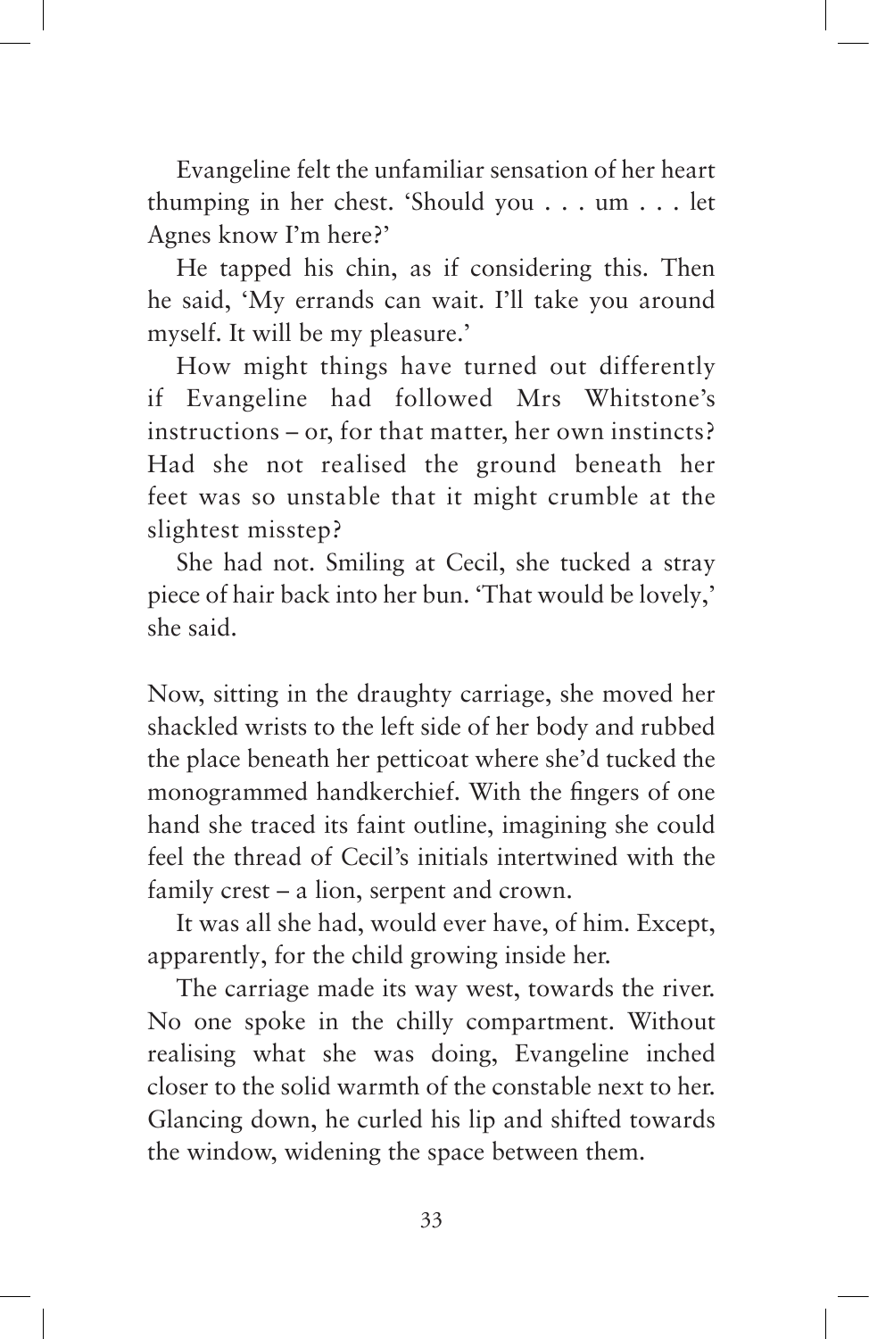Evangeline felt the unfamiliar sensation of her heart thumping in her chest. 'Should you . . . um . . . let Agnes know I'm here?'

He tapped his chin, as if considering this. Then he said, 'My errands can wait. I'll take you around myself. It will be my pleasure.'

How might things have turned out differently if Evangeline had followed Mrs Whitstone's instructions – or, for that matter, her own instincts? Had she not realised the ground beneath her feet was so unstable that it might crumble at the slightest misstep?

She had not. Smiling at Cecil, she tucked a stray piece of hair back into her bun. 'That would be lovely,' she said.

Now, sitting in the draughty carriage, she moved her shackled wrists to the left side of her body and rubbed the place beneath her petticoat where she'd tucked the monogrammed handkerchief. With the fingers of one hand she traced its faint outline, imagining she could feel the thread of Cecil's initials intertwined with the family crest – a lion, serpent and crown.

It was all she had, would ever have, of him. Except, apparently, for the child growing inside her.

The carriage made its way west, towards the river. No one spoke in the chilly compartment. Without realising what she was doing, Evangeline inched closer to the solid warmth of the constable next to her. Glancing down, he curled his lip and shifted towards the window, widening the space between them.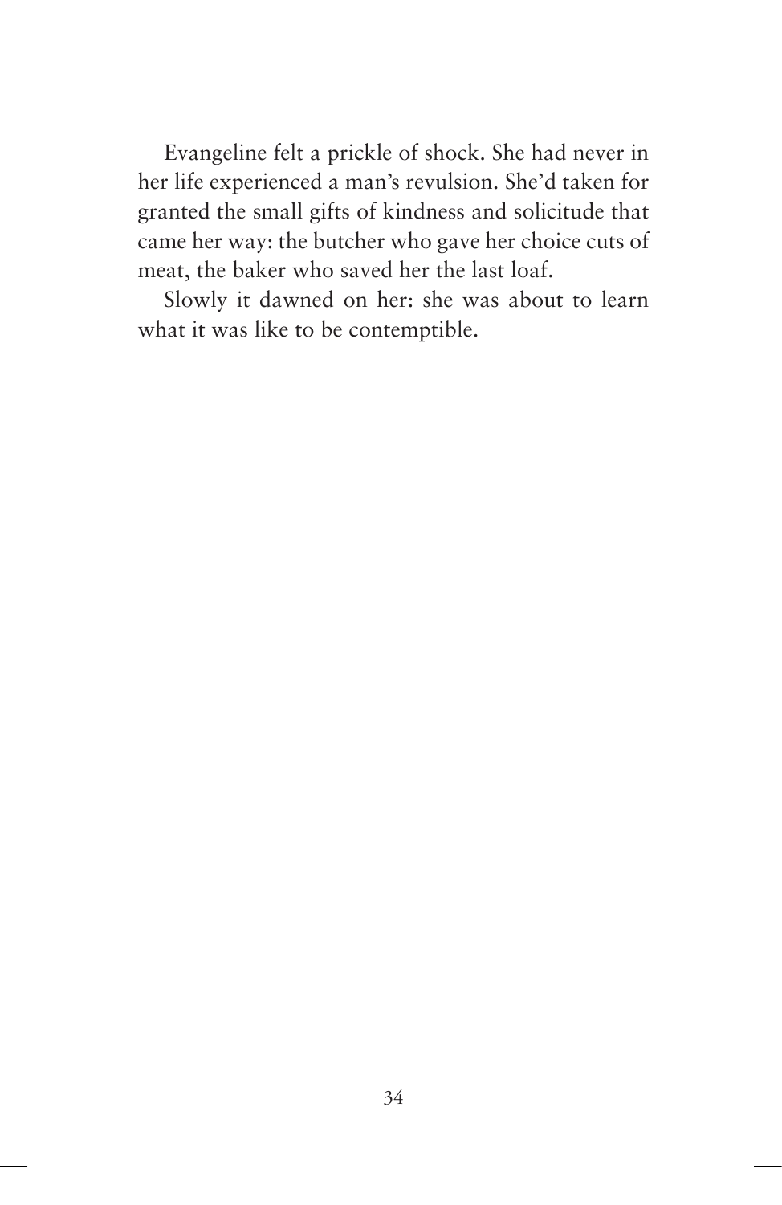Evangeline felt a prickle of shock. She had never in her life experienced a man's revulsion. She'd taken for granted the small gifts of kindness and solicitude that came her way: the butcher who gave her choice cuts of meat, the baker who saved her the last loaf.

Slowly it dawned on her: she was about to learn what it was like to be contemptible.